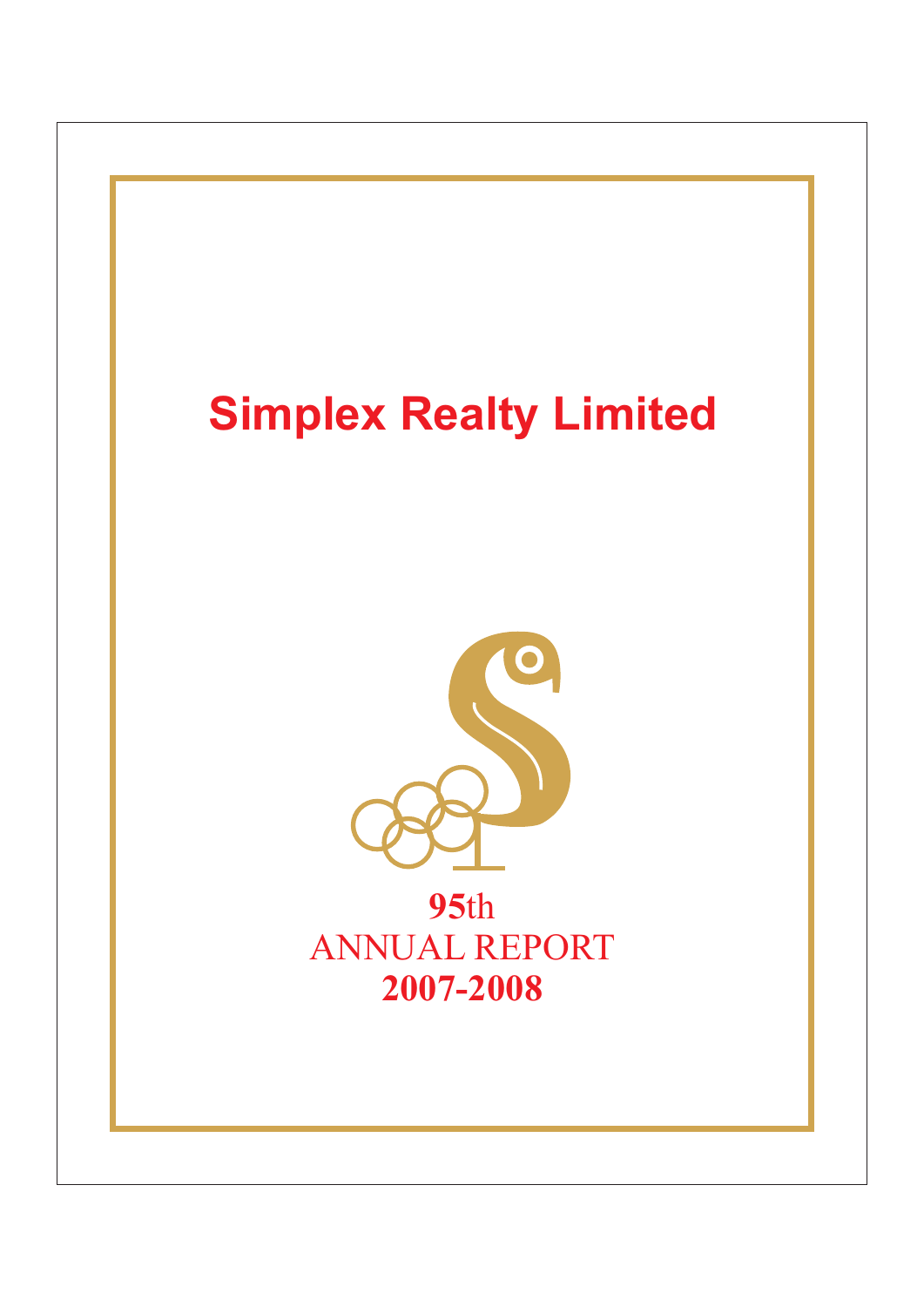# Simplex Realty Limited

**95**th

ANNUAL REPORT

**2007-2008**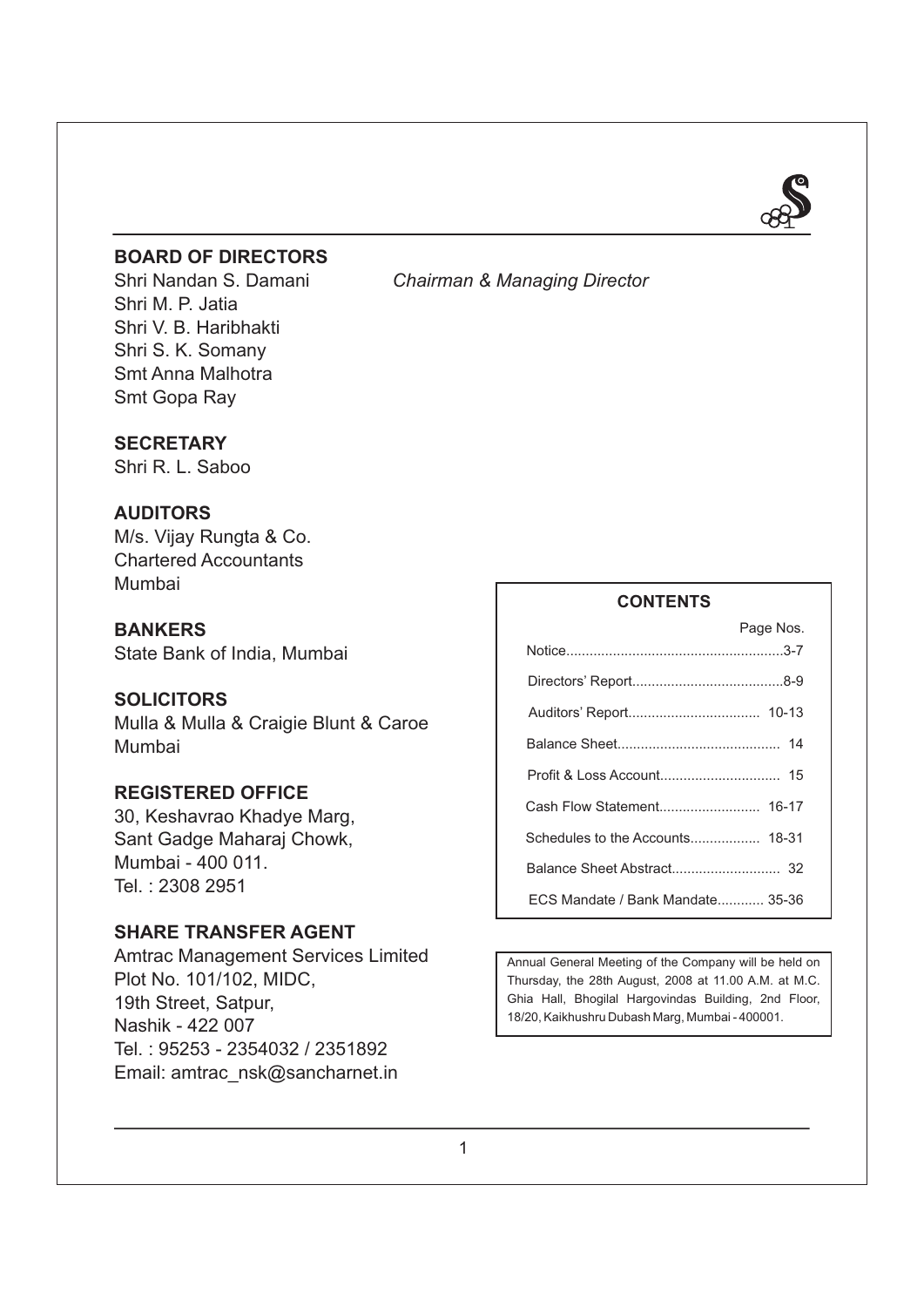## BOARD OF DIRECTORS

Shri Nandan S. Damani *Chairman & Managing Director*

Shri M. P. Jatia

Shri V. B. Haribhakti

Shri S. K. Somany

Smt Anna Malhotra

Smt Gopa Ray

## SECRETARY

Shri R. L. Saboo

## AUDITORS

M/s. Vijay Rungta & Co.
Chartered Accountants
Mumbai

## BANKERS

State Bank of India, Mumbai

## SOLICITORS

Mulla & Mulla & Craigie Blunt & Caroe
Mumbai

## REGISTERED OFFICE

30, Keshavrao Khadye Marg,
Sant Gadge Maharaj Chowk,
Mumbai - 400 011.
Tel. : 2308 2951

## SHARE TRANSFER AGENT

Amtrac Management Services Limited
Plot No. 101/102, MIDC,
19th Street, Satpur,
Nashik - 422 007
Tel. : 95253 - 2354032 / 2351892
Email: amtrac_nsk@sancharnet.in

## CONTENTS

| | Page Nos. |
|---|---|
| Notice | 3-7 |
| Directors' Report | 8-9 |
| Auditors' Report | 10-13 |
| Balance Sheet | 14 |
| Profit & Loss Account | 15 |
| Cash Flow Statement | 16-17 |
| Schedules to the Accounts | 18-31 |
| Balance Sheet Abstract | 32 |
| ECS Mandate / Bank Mandate | 35-36 |

Annual General Meeting of the Company will be held on Thursday, the 28th August, 2008 at 11.00 A.M. at M.C. Ghia Hall, Bhogilal Hargovindas Building, 2nd Floor, 18/20, Kaikhushru Dubash Marg, Mumbai - 400001.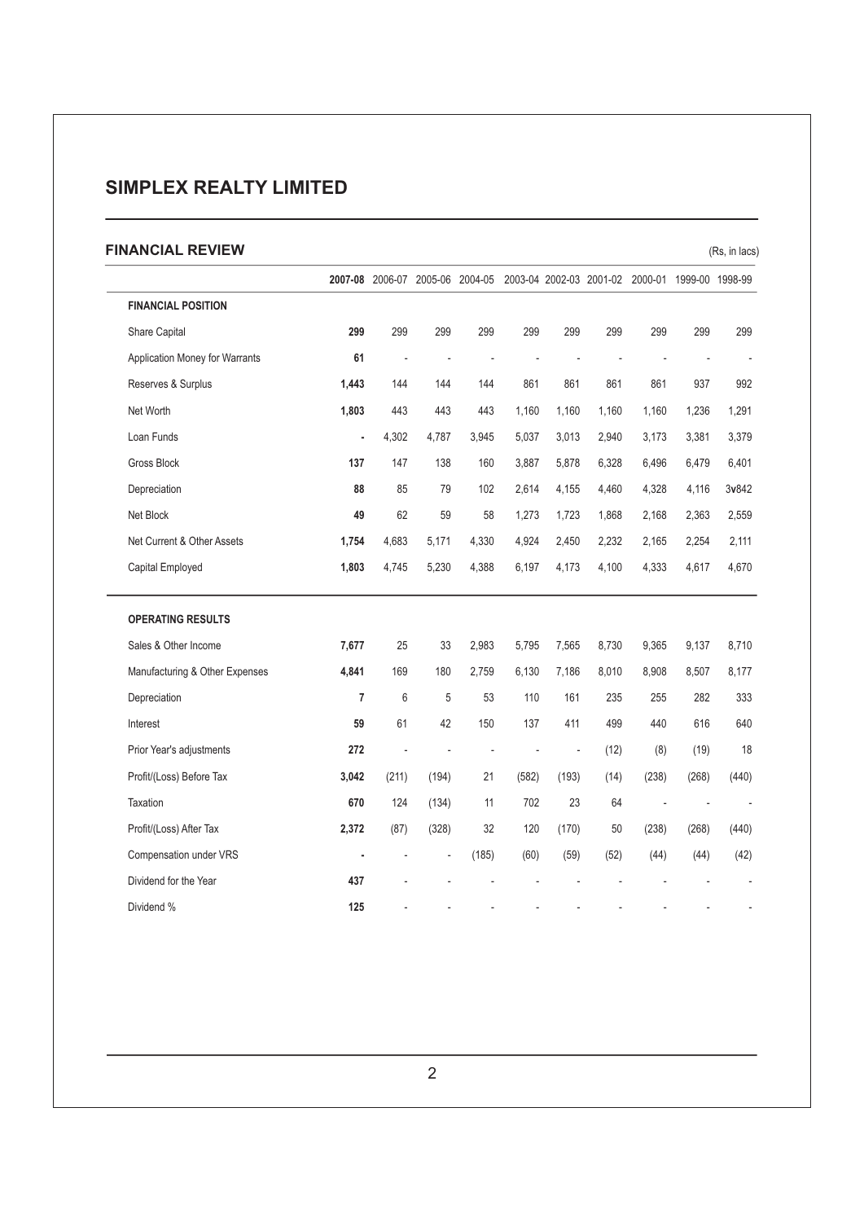# SIMPLEX REALTY LIMITED

## FINANCIAL REVIEW

(Rs, in lacs)

| | **2007-08** | 2006-07 | 2005-06 | 2004-05 | 2003-04 | 2002-03 | 2001-02 | 2000-01 | 1999-00 | 1998-99 |
|---|---|---|---|---|---|---|---|---|---|---|
| **FINANCIAL POSITION** | | | | | | | | | | |
| Share Capital | **299** | 299 | 299 | 299 | 299 | 299 | 299 | 299 | 299 | 299 |
| Application Money for Warrants | **61** | - | - | - | - | - | - | - | - | - |
| Reserves & Surplus | **1,443** | 144 | 144 | 144 | 861 | 861 | 861 | 861 | 937 | 992 |
| Net Worth | **1,803** | 443 | 443 | 443 | 1,160 | 1,160 | 1,160 | 1,160 | 1,236 | 1,291 |
| Loan Funds | **-** | 4,302 | 4,787 | 3,945 | 5,037 | 3,013 | 2,940 | 3,173 | 3,381 | 3,379 |
| Gross Block | **137** | 147 | 138 | 160 | 3,887 | 5,878 | 6,328 | 6,496 | 6,479 | 6,401 |
| Depreciation | **88** | 85 | 79 | 102 | 2,614 | 4,155 | 4,460 | 4,328 | 4,116 | 3v842 |
| Net Block | **49** | 62 | 59 | 58 | 1,273 | 1,723 | 1,868 | 2,168 | 2,363 | 2,559 |
| Net Current & Other Assets | **1,754** | 4,683 | 5,171 | 4,330 | 4,924 | 2,450 | 2,232 | 2,165 | 2,254 | 2,111 |
| Capital Employed | **1,803** | 4,745 | 5,230 | 4,388 | 6,197 | 4,173 | 4,100 | 4,333 | 4,617 | 4,670 |
| **OPERATING RESULTS** | | | | | | | | | | |
| Sales & Other Income | **7,677** | 25 | 33 | 2,983 | 5,795 | 7,565 | 8,730 | 9,365 | 9,137 | 8,710 |
| Manufacturing & Other Expenses | **4,841** | 169 | 180 | 2,759 | 6,130 | 7,186 | 8,010 | 8,908 | 8,507 | 8,177 |
| Depreciation | **7** | 6 | 5 | 53 | 110 | 161 | 235 | 255 | 282 | 333 |
| Interest | **59** | 61 | 42 | 150 | 137 | 411 | 499 | 440 | 616 | 640 |
| Prior Year's adjustments | **272** | - | - | - | - | - | (12) | (8) | (19) | 18 |
| Profit/(Loss) Before Tax | **3,042** | (211) | (194) | 21 | (582) | (193) | (14) | (238) | (268) | (440) |
| Taxation | **670** | 124 | (134) | 11 | 702 | 23 | 64 | - | - | - |
| Profit/(Loss) After Tax | **2,372** | (87) | (328) | 32 | 120 | (170) | 50 | (238) | (268) | (440) |
| Compensation under VRS | **-** | - | - | (185) | (60) | (59) | (52) | (44) | (44) | (42) |
| Dividend for the Year | **437** | - | - | - | - | - | - | - | - | - |
| Dividend % | **125** | - | - | - | - | - | - | - | - | - |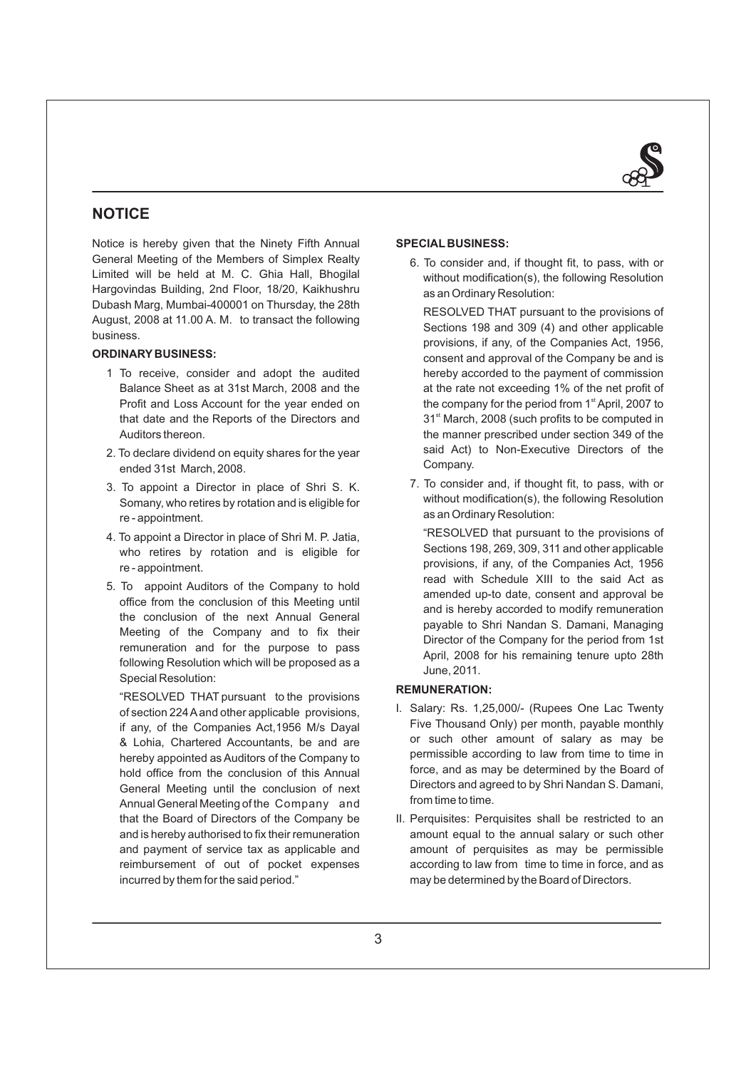## NOTICE

Notice is hereby given that the Ninety Fifth Annual General Meeting of the Members of Simplex Realty Limited will be held at M. C. Ghia Hall, Bhogilal Hargovindas Building, 2nd Floor, 18/20, Kaikhushru Dubash Marg, Mumbai-400001 on Thursday, the 28th August, 2008 at 11.00 A. M. to transact the following business.

**ORDINARY BUSINESS:**

1. To receive, consider and adopt the audited Balance Sheet as at 31st March, 2008 and the Profit and Loss Account for the year ended on that date and the Reports of the Directors and Auditors thereon.
2. To declare dividend on equity shares for the year ended 31st March, 2008.
3. To appoint a Director in place of Shri S. K. Somany, who retires by rotation and is eligible for re - appointment.
4. To appoint a Director in place of Shri M. P. Jatia, who retires by rotation and is eligible for re - appointment.
5. To appoint Auditors of the Company to hold office from the conclusion of this Meeting until the conclusion of the next Annual General Meeting of the Company and to fix their remuneration and for the purpose to pass following Resolution which will be proposed as a Special Resolution:

   "RESOLVED THAT pursuant to the provisions of section 224A and other applicable provisions, if any, of the Companies Act,1956 M/s Dayal & Lohia, Chartered Accountants, be and are hereby appointed as Auditors of the Company to hold office from the conclusion of this Annual General Meeting until the conclusion of next Annual General Meeting of the Company and that the Board of Directors of the Company be and is hereby authorised to fix their remuneration and payment of service tax as applicable and reimbursement of out of pocket expenses incurred by them for the said period."

**SPECIAL BUSINESS:**

6. To consider and, if thought fit, to pass, with or without modification(s), the following Resolution as an Ordinary Resolution:

   RESOLVED THAT pursuant to the provisions of Sections 198 and 309 (4) and other applicable provisions, if any, of the Companies Act, 1956, consent and approval of the Company be and is hereby accorded to the payment of commission at the rate not exceeding 1% of the net profit of the company for the period from 1st April, 2007 to 31st March, 2008 (such profits to be computed in the manner prescribed under section 349 of the said Act) to Non-Executive Directors of the Company.

7. To consider and, if thought fit, to pass, with or without modification(s), the following Resolution as an Ordinary Resolution:

   "RESOLVED that pursuant to the provisions of Sections 198, 269, 309, 311 and other applicable provisions, if any, of the Companies Act, 1956 read with Schedule XIII to the said Act as amended up-to date, consent and approval be and is hereby accorded to modify remuneration payable to Shri Nandan S. Damani, Managing Director of the Company for the period from 1st April, 2008 for his remaining tenure upto 28th June, 2011.

**REMUNERATION:**

I. Salary: Rs. 1,25,000/- (Rupees One Lac Twenty Five Thousand Only) per month, payable monthly or such other amount of salary as may be permissible according to law from time to time in force, and as may be determined by the Board of Directors and agreed to by Shri Nandan S. Damani, from time to time.

II. Perquisites: Perquisites shall be restricted to an amount equal to the annual salary or such other amount of perquisites as may be permissible according to law from time to time in force, and as may be determined by the Board of Directors.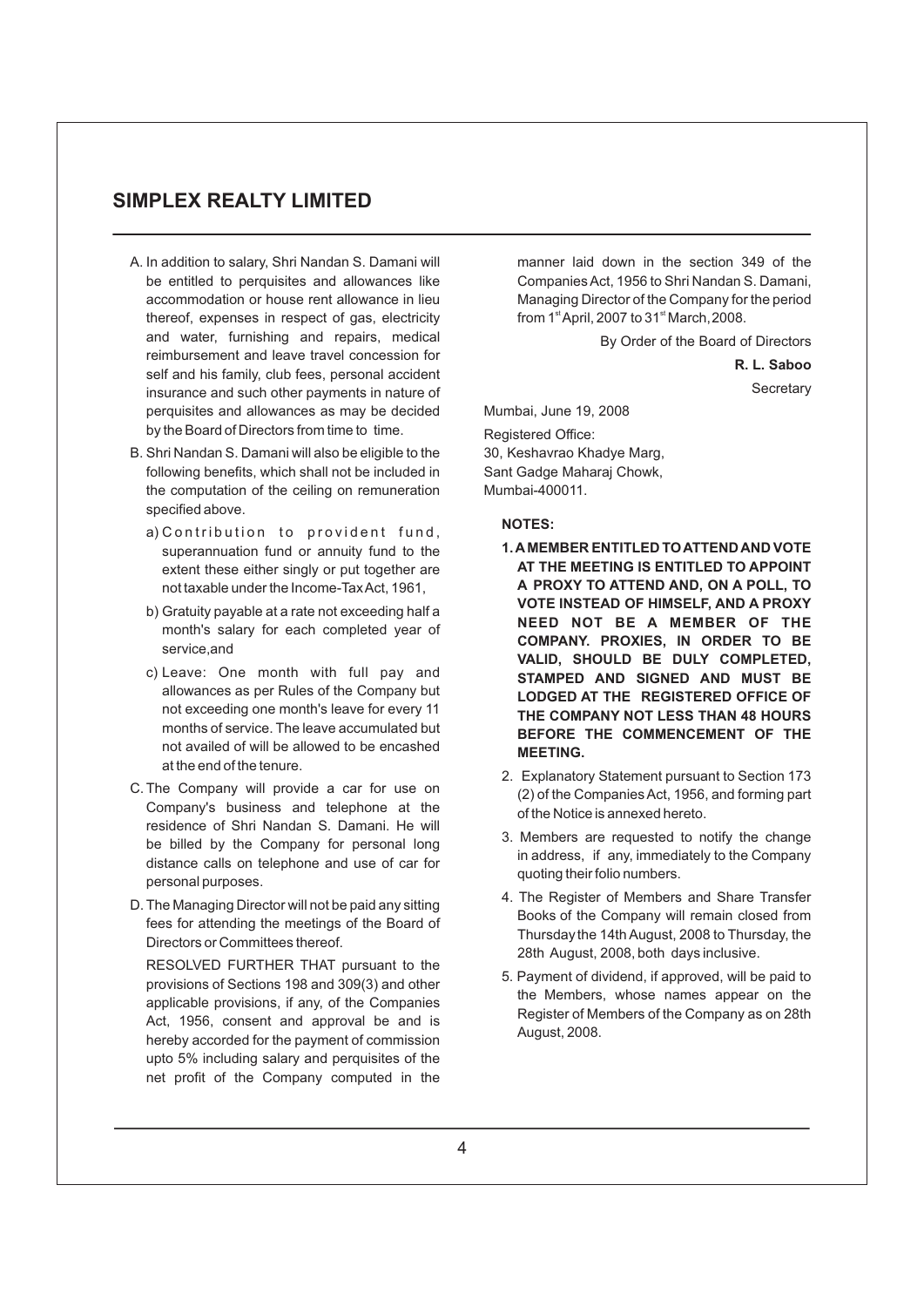A. In addition to salary, Shri Nandan S. Damani will be entitled to perquisites and allowances like accommodation or house rent allowance in lieu thereof, expenses in respect of gas, electricity and water, furnishing and repairs, medical reimbursement and leave travel concession for self and his family, club fees, personal accident insurance and such other payments in nature of perquisites and allowances as may be decided by the Board of Directors from time to time.

B. Shri Nandan S. Damani will also be eligible to the following benefits, which shall not be included in the computation of the ceiling on remuneration specified above.

   a) Contribution to provident fund, superannuation fund or annuity fund to the extent these either singly or put together are not taxable under the Income-Tax Act, 1961,

   b) Gratuity payable at a rate not exceeding half a month's salary for each completed year of service,and

   c) Leave: One month with full pay and allowances as per Rules of the Company but not exceeding one month's leave for every 11 months of service. The leave accumulated but not availed of will be allowed to be encashed at the end of the tenure.

C. The Company will provide a car for use on Company's business and telephone at the residence of Shri Nandan S. Damani. He will be billed by the Company for personal long distance calls on telephone and use of car for personal purposes.

D. The Managing Director will not be paid any sitting fees for attending the meetings of the Board of Directors or Committees thereof.

RESOLVED FURTHER THAT pursuant to the provisions of Sections 198 and 309(3) and other applicable provisions, if any, of the Companies Act, 1956, consent and approval be and is hereby accorded for the payment of commission upto 5% including salary and perquisites of the net profit of the Company computed in the manner laid down in the section 349 of the Companies Act, 1956 to Shri Nandan S. Damani, Managing Director of the Company for the period from 1st April, 2007 to 31st March, 2008.

By Order of the Board of Directors

**R. L. Saboo**

Secretary

Mumbai, June 19, 2008

Registered Office:
30, Keshavrao Khadye Marg,
Sant Gadge Maharaj Chowk,
Mumbai-400011.

**NOTES:**

1. **A MEMBER ENTITLED TO ATTEND AND VOTE AT THE MEETING IS ENTITLED TO APPOINT A PROXY TO ATTEND AND, ON A POLL, TO VOTE INSTEAD OF HIMSELF, AND A PROXY NEED NOT BE A MEMBER OF THE COMPANY. PROXIES, IN ORDER TO BE VALID, SHOULD BE DULY COMPLETED, STAMPED AND SIGNED AND MUST BE LODGED AT THE REGISTERED OFFICE OF THE COMPANY NOT LESS THAN 48 HOURS BEFORE THE COMMENCEMENT OF THE MEETING.**

2. Explanatory Statement pursuant to Section 173 (2) of the Companies Act, 1956, and forming part of the Notice is annexed hereto.

3. Members are requested to notify the change in address, if any, immediately to the Company quoting their folio numbers.

4. The Register of Members and Share Transfer Books of the Company will remain closed from Thursday the 14th August, 2008 to Thursday, the 28th August, 2008, both days inclusive.

5. Payment of dividend, if approved, will be paid to the Members, whose names appear on the Register of Members of the Company as on 28th August, 2008.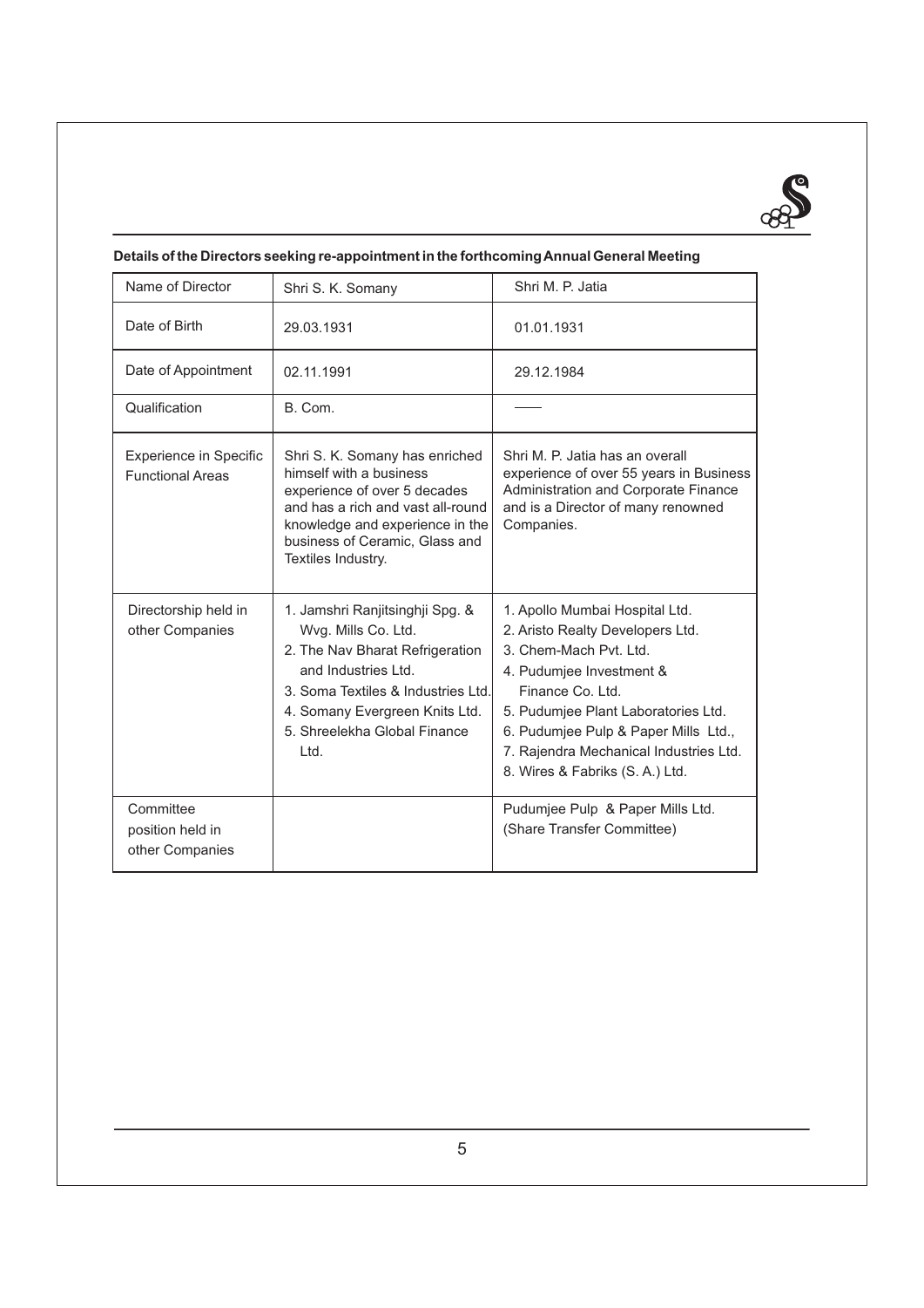**Details of the Directors seeking re-appointment in the forthcoming Annual General Meeting**

| Name of Director | Shri S. K. Somany | Shri M. P. Jatia |
|---|---|---|
| Date of Birth | 29.03.1931 | 01.01.1931 |
| Date of Appointment | 02.11.1991 | 29.12.1984 |
| Qualification | B. Com. | —— |
| Experience in Specific Functional Areas | Shri S. K. Somany has enriched himself with a business experience of over 5 decades and has a rich and vast all-round knowledge and experience in the business of Ceramic, Glass and Textiles Industry. | Shri M. P. Jatia has an overall experience of over 55 years in Business Administration and Corporate Finance and is a Director of many renowned Companies. |
| Directorship held in other Companies | 1. Jamshri Ranjitsinghji Spg. & Wvg. Mills Co. Ltd.<br>2. The Nav Bharat Refrigeration and Industries Ltd.<br>3. Soma Textiles & Industries Ltd.<br>4. Somany Evergreen Knits Ltd.<br>5. Shreelekha Global Finance Ltd. | 1. Apollo Mumbai Hospital Ltd.<br>2. Aristo Realty Developers Ltd.<br>3. Chem-Mach Pvt. Ltd.<br>4. Pudumjee Investment & Finance Co. Ltd.<br>5. Pudumjee Plant Laboratories Ltd.<br>6. Pudumjee Pulp & Paper Mills Ltd.,<br>7. Rajendra Mechanical Industries Ltd.<br>8. Wires & Fabriks (S. A.) Ltd. |
| Committee position held in other Companies | | Pudumjee Pulp & Paper Mills Ltd. (Share Transfer Committee) |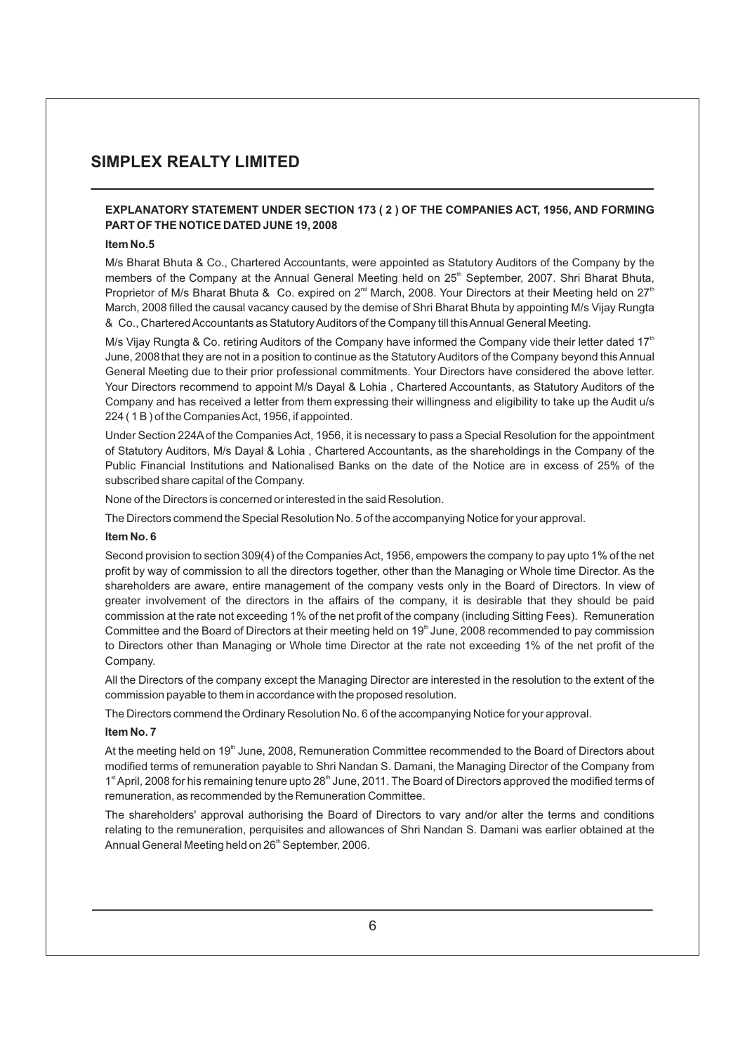**EXPLANATORY STATEMENT UNDER SECTION 173 ( 2 ) OF THE COMPANIES ACT, 1956, AND FORMING PART OF THE NOTICE DATED JUNE 19, 2008**

**Item No.5**

M/s Bharat Bhuta & Co., Chartered Accountants, were appointed as Statutory Auditors of the Company by the members of the Company at the Annual General Meeting held on 25th September, 2007. Shri Bharat Bhuta, Proprietor of M/s Bharat Bhuta & Co. expired on 2nd March, 2008. Your Directors at their Meeting held on 27th March, 2008 filled the causal vacancy caused by the demise of Shri Bharat Bhuta by appointing M/s Vijay Rungta & Co., Chartered Accountants as Statutory Auditors of the Company till this Annual General Meeting.

M/s Vijay Rungta & Co. retiring Auditors of the Company have informed the Company vide their letter dated 17th June, 2008 that they are not in a position to continue as the Statutory Auditors of the Company beyond this Annual General Meeting due to their prior professional commitments. Your Directors have considered the above letter. Your Directors recommend to appoint M/s Dayal & Lohia , Chartered Accountants, as Statutory Auditors of the Company and has received a letter from them expressing their willingness and eligibility to take up the Audit u/s 224 ( 1 B ) of the Companies Act, 1956, if appointed.

Under Section 224A of the Companies Act, 1956, it is necessary to pass a Special Resolution for the appointment of Statutory Auditors, M/s Dayal & Lohia , Chartered Accountants, as the shareholdings in the Company of the Public Financial Institutions and Nationalised Banks on the date of the Notice are in excess of 25% of the subscribed share capital of the Company.

None of the Directors is concerned or interested in the said Resolution.

The Directors commend the Special Resolution No. 5 of the accompanying Notice for your approval.

**Item No. 6**

Second provision to section 309(4) of the Companies Act, 1956, empowers the company to pay upto 1% of the net profit by way of commission to all the directors together, other than the Managing or Whole time Director. As the shareholders are aware, entire management of the company vests only in the Board of Directors. In view of greater involvement of the directors in the affairs of the company, it is desirable that they should be paid commission at the rate not exceeding 1% of the net profit of the company (including Sitting Fees). Remuneration Committee and the Board of Directors at their meeting held on 19th June, 2008 recommended to pay commission to Directors other than Managing or Whole time Director at the rate not exceeding 1% of the net profit of the Company.

All the Directors of the company except the Managing Director are interested in the resolution to the extent of the commission payable to them in accordance with the proposed resolution.

The Directors commend the Ordinary Resolution No. 6 of the accompanying Notice for your approval.

**Item No. 7**

At the meeting held on 19th June, 2008, Remuneration Committee recommended to the Board of Directors about modified terms of remuneration payable to Shri Nandan S. Damani, the Managing Director of the Company from 1st April, 2008 for his remaining tenure upto 28th June, 2011. The Board of Directors approved the modified terms of remuneration, as recommended by the Remuneration Committee.

The shareholders' approval authorising the Board of Directors to vary and/or alter the terms and conditions relating to the remuneration, perquisites and allowances of Shri Nandan S. Damani was earlier obtained at the Annual General Meeting held on 26th September, 2006.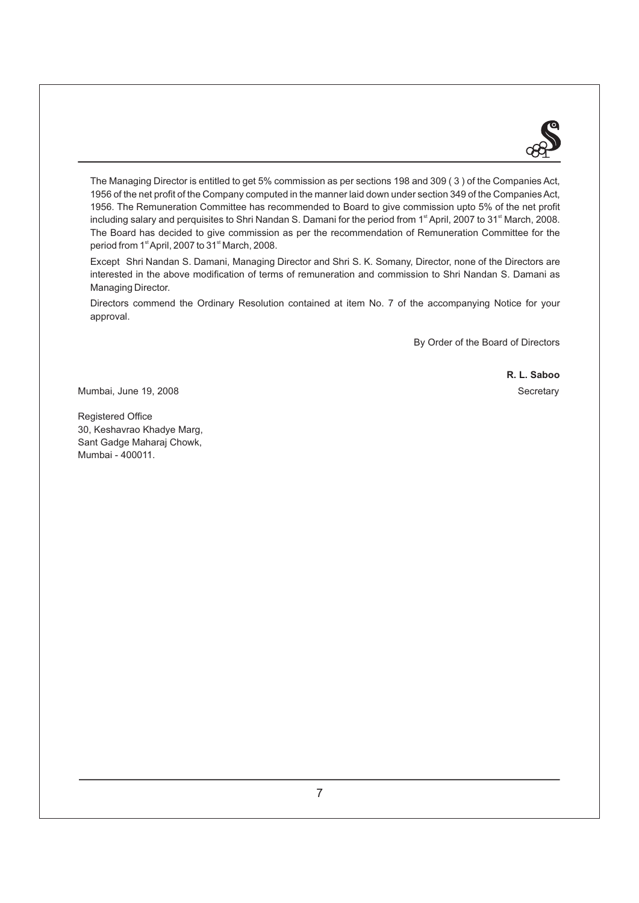The Managing Director is entitled to get 5% commission as per sections 198 and 309 ( 3 ) of the Companies Act, 1956 of the net profit of the Company computed in the manner laid down under section 349 of the Companies Act, 1956. The Remuneration Committee has recommended to Board to give commission upto 5% of the net profit including salary and perquisites to Shri Nandan S. Damani for the period from 1st April, 2007 to 31st March, 2008. The Board has decided to give commission as per the recommendation of Remuneration Committee for the period from 1st April, 2007 to 31st March, 2008.

Except Shri Nandan S. Damani, Managing Director and Shri S. K. Somany, Director, none of the Directors are interested in the above modification of terms of remuneration and commission to Shri Nandan S. Damani as Managing Director.

Directors commend the Ordinary Resolution contained at item No. 7 of the accompanying Notice for your approval.

By Order of the Board of Directors

**R. L. Saboo**

Secretary

Mumbai, June 19, 2008

Registered Office
30, Keshavrao Khadye Marg,
Sant Gadge Maharaj Chowk,
Mumbai - 400011.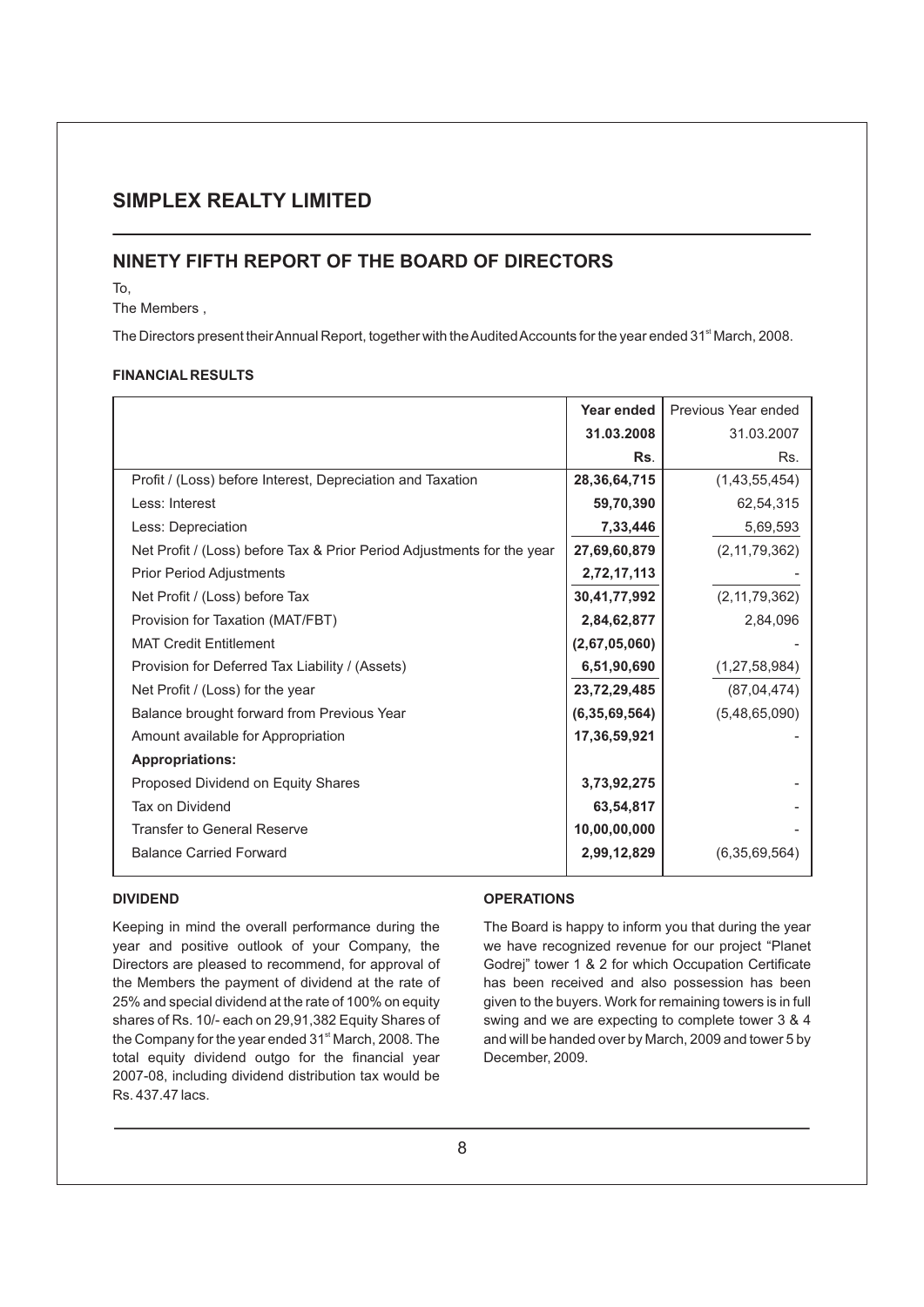# SIMPLEX REALTY LIMITED

## NINETY FIFTH REPORT OF THE BOARD OF DIRECTORS

To,

The Members ,

The Directors present their Annual Report, together with the Audited Accounts for the year ended 31st March, 2008.

### FINANCIAL RESULTS

| | **Year ended 31.03.2008 Rs.** | Previous Year ended 31.03.2007 Rs. |
|---|---|---|
| Profit / (Loss) before Interest, Depreciation and Taxation | **28,36,64,715** | (1,43,55,454) |
| Less: Interest | **59,70,390** | 62,54,315 |
| Less: Depreciation | **7,33,446** | 5,69,593 |
| Net Profit / (Loss) before Tax & Prior Period Adjustments for the year | **27,69,60,879** | (2,11,79,362) |
| Prior Period Adjustments | **2,72,17,113** | - |
| Net Profit / (Loss) before Tax | **30,41,77,992** | (2,11,79,362) |
| Provision for Taxation (MAT/FBT) | **2,84,62,877** | 2,84,096 |
| MAT Credit Entitlement | **(2,67,05,060)** | - |
| Provision for Deferred Tax Liability / (Assets) | **6,51,90,690** | (1,27,58,984) |
| Net Profit / (Loss) for the year | **23,72,29,485** | (87,04,474) |
| Balance brought forward from Previous Year | **(6,35,69,564)** | (5,48,65,090) |
| Amount available for Appropriation | **17,36,59,921** | - |
| **Appropriations:** | | |
| Proposed Dividend on Equity Shares | **3,73,92,275** | - |
| Tax on Dividend | **63,54,817** | - |
| Transfer to General Reserve | **10,00,00,000** | - |
| Balance Carried Forward | **2,99,12,829** | (6,35,69,564) |

### DIVIDEND

Keeping in mind the overall performance during the year and positive outlook of your Company, the Directors are pleased to recommend, for approval of the Members the payment of dividend at the rate of 25% and special dividend at the rate of 100% on equity shares of Rs. 10/- each on 29,91,382 Equity Shares of the Company for the year ended 31st March, 2008. The total equity dividend outgo for the financial year 2007-08, including dividend distribution tax would be Rs. 437.47 lacs.

### OPERATIONS

The Board is happy to inform you that during the year we have recognized revenue for our project "Planet Godrej" tower 1 & 2 for which Occupation Certificate has been received and also possession has been given to the buyers. Work for remaining towers is in full swing and we are expecting to complete tower 3 & 4 and will be handed over by March, 2009 and tower 5 by December, 2009.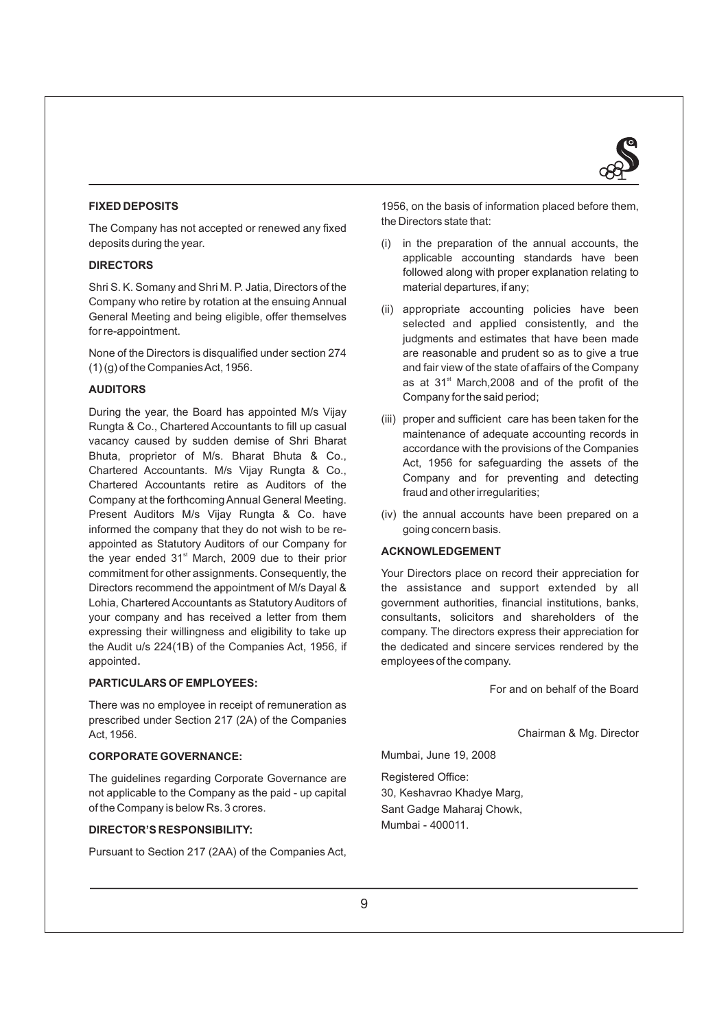## FIXED DEPOSITS

The Company has not accepted or renewed any fixed deposits during the year.

## DIRECTORS

Shri S. K. Somany and Shri M. P. Jatia, Directors of the Company who retire by rotation at the ensuing Annual General Meeting and being eligible, offer themselves for re-appointment.

None of the Directors is disqualified under section 274 (1) (g) of the Companies Act, 1956.

## AUDITORS

During the year, the Board has appointed M/s Vijay Rungta & Co., Chartered Accountants to fill up casual vacancy caused by sudden demise of Shri Bharat Bhuta, proprietor of M/s. Bharat Bhuta & Co., Chartered Accountants. M/s Vijay Rungta & Co., Chartered Accountants retire as Auditors of the Company at the forthcoming Annual General Meeting. Present Auditors M/s Vijay Rungta & Co. have informed the company that they do not wish to be re-appointed as Statutory Auditors of our Company for the year ended 31st March, 2009 due to their prior commitment for other assignments. Consequently, the Directors recommend the appointment of M/s Dayal & Lohia, Chartered Accountants as Statutory Auditors of your company and has received a letter from them expressing their willingness and eligibility to take up the Audit u/s 224(1B) of the Companies Act, 1956, if appointed.

## PARTICULARS OF EMPLOYEES:

There was no employee in receipt of remuneration as prescribed under Section 217 (2A) of the Companies Act, 1956.

## CORPORATE GOVERNANCE:

The guidelines regarding Corporate Governance are not applicable to the Company as the paid - up capital of the Company is below Rs. 3 crores.

## DIRECTOR'S RESPONSIBILITY:

Pursuant to Section 217 (2AA) of the Companies Act, 1956, on the basis of information placed before them, the Directors state that:

(i) in the preparation of the annual accounts, the applicable accounting standards have been followed along with proper explanation relating to material departures, if any;

(ii) appropriate accounting policies have been selected and applied consistently, and the judgments and estimates that have been made are reasonable and prudent so as to give a true and fair view of the state of affairs of the Company as at 31st March,2008 and of the profit of the Company for the said period;

(iii) proper and sufficient care has been taken for the maintenance of adequate accounting records in accordance with the provisions of the Companies Act, 1956 for safeguarding the assets of the Company and for preventing and detecting fraud and other irregularities;

(iv) the annual accounts have been prepared on a going concern basis.

## ACKNOWLEDGEMENT

Your Directors place on record their appreciation for the assistance and support extended by all government authorities, financial institutions, banks, consultants, solicitors and shareholders of the company. The directors express their appreciation for the dedicated and sincere services rendered by the employees of the company.

For and on behalf of the Board

Chairman & Mg. Director

Mumbai, June 19, 2008

Registered Office:
30, Keshavrao Khadye Marg,
Sant Gadge Maharaj Chowk,
Mumbai - 400011.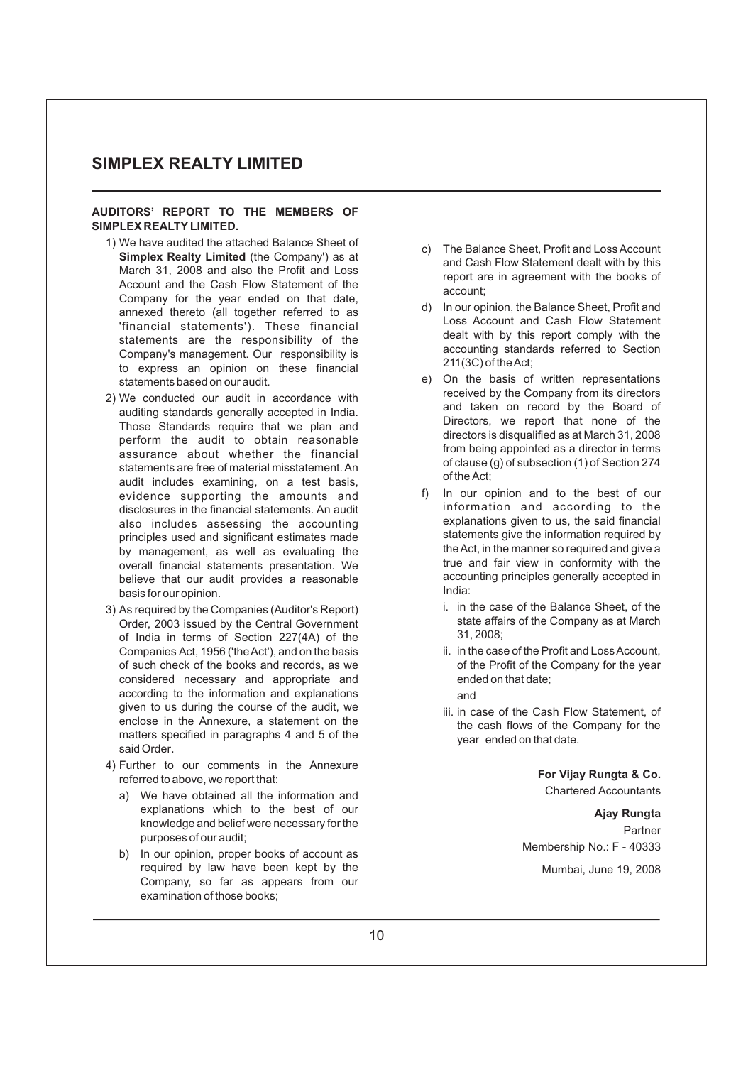## AUDITORS' REPORT TO THE MEMBERS OF SIMPLEX REALTY LIMITED.

1) We have audited the attached Balance Sheet of **Simplex Realty Limited** (the Company') as at March 31, 2008 and also the Profit and Loss Account and the Cash Flow Statement of the Company for the year ended on that date, annexed thereto (all together referred to as 'financial statements'). These financial statements are the responsibility of the Company's management. Our responsibility is to express an opinion on these financial statements based on our audit.

2) We conducted our audit in accordance with auditing standards generally accepted in India. Those Standards require that we plan and perform the audit to obtain reasonable assurance about whether the financial statements are free of material misstatement. An audit includes examining, on a test basis, evidence supporting the amounts and disclosures in the financial statements. An audit also includes assessing the accounting principles used and significant estimates made by management, as well as evaluating the overall financial statements presentation. We believe that our audit provides a reasonable basis for our opinion.

3) As required by the Companies (Auditor's Report) Order, 2003 issued by the Central Government of India in terms of Section 227(4A) of the Companies Act, 1956 ('the Act'), and on the basis of such check of the books and records, as we considered necessary and appropriate and according to the information and explanations given to us during the course of the audit, we enclose in the Annexure, a statement on the matters specified in paragraphs 4 and 5 of the said Order.

4) Further to our comments in the Annexure referred to above, we report that:

   a) We have obtained all the information and explanations which to the best of our knowledge and belief were necessary for the purposes of our audit;

   b) In our opinion, proper books of account as required by law have been kept by the Company, so far as appears from our examination of those books;

   c) The Balance Sheet, Profit and Loss Account and Cash Flow Statement dealt with by this report are in agreement with the books of account;

   d) In our opinion, the Balance Sheet, Profit and Loss Account and Cash Flow Statement dealt with by this report comply with the accounting standards referred to Section 211(3C) of the Act;

   e) On the basis of written representations received by the Company from its directors and taken on record by the Board of Directors, we report that none of the directors is disqualified as at March 31, 2008 from being appointed as a director in terms of clause (g) of subsection (1) of Section 274 of the Act;

   f) In our opinion and to the best of our information and according to the explanations given to us, the said financial statements give the information required by the Act, in the manner so required and give a true and fair view in conformity with the accounting principles generally accepted in India:

      i. in the case of the Balance Sheet, of the state affairs of the Company as at March 31, 2008;

      ii. in the case of the Profit and Loss Account, of the Profit of the Company for the year ended on that date;

      and

      iii. in case of the Cash Flow Statement, of the cash flows of the Company for the year ended on that date.

**For Vijay Rungta & Co.**
Chartered Accountants

**Ajay Rungta**
Partner
Membership No.: F - 40333

Mumbai, June 19, 2008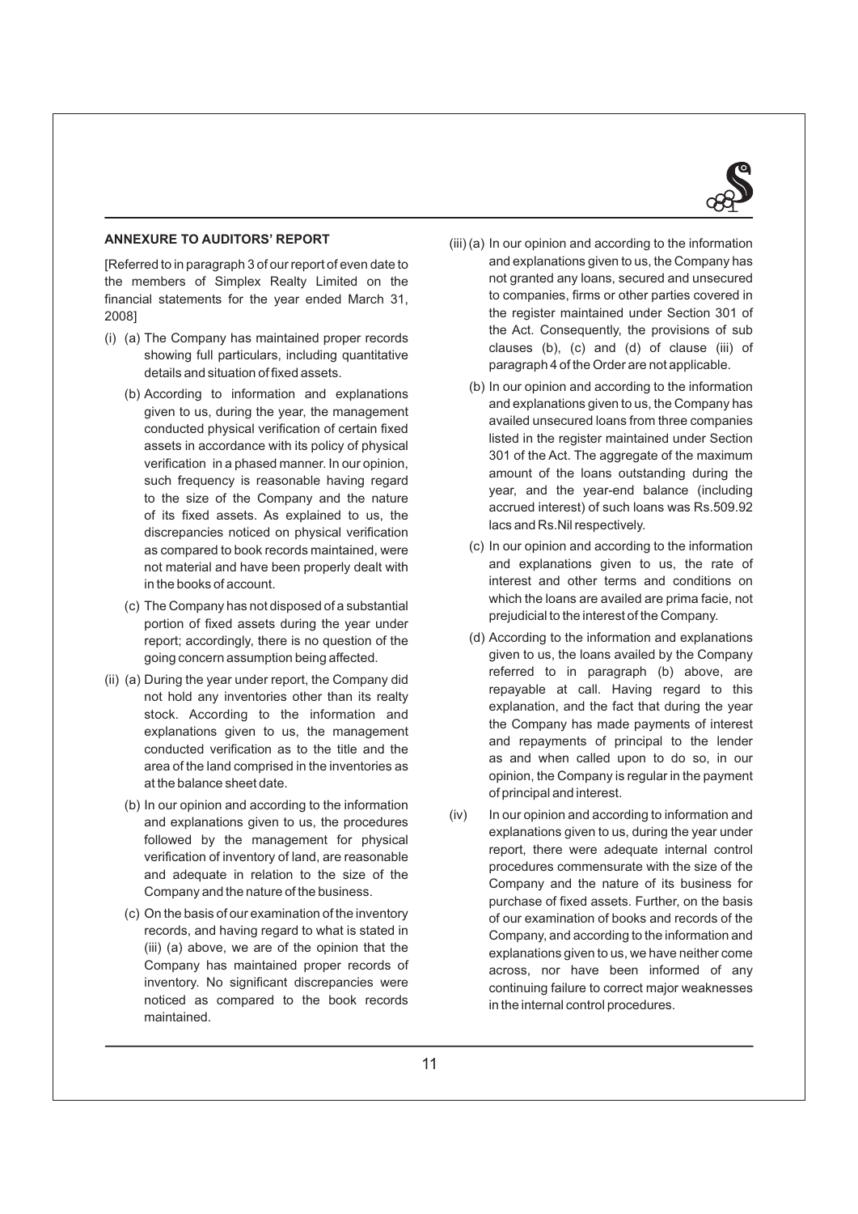## ANNEXURE TO AUDITORS' REPORT

[Referred to in paragraph 3 of our report of even date to the members of Simplex Realty Limited on the financial statements for the year ended March 31, 2008]

(i) (a) The Company has maintained proper records showing full particulars, including quantitative details and situation of fixed assets.

(b) According to information and explanations given to us, during the year, the management conducted physical verification of certain fixed assets in accordance with its policy of physical verification in a phased manner. In our opinion, such frequency is reasonable having regard to the size of the Company and the nature of its fixed assets. As explained to us, the discrepancies noticed on physical verification as compared to book records maintained, were not material and have been properly dealt with in the books of account.

(c) The Company has not disposed of a substantial portion of fixed assets during the year under report; accordingly, there is no question of the going concern assumption being affected.

(ii) (a) During the year under report, the Company did not hold any inventories other than its realty stock. According to the information and explanations given to us, the management conducted verification as to the title and the area of the land comprised in the inventories as at the balance sheet date.

(b) In our opinion and according to the information and explanations given to us, the procedures followed by the management for physical verification of inventory of land, are reasonable and adequate in relation to the size of the Company and the nature of the business.

(c) On the basis of our examination of the inventory records, and having regard to what is stated in (iii) (a) above, we are of the opinion that the Company has maintained proper records of inventory. No significant discrepancies were noticed as compared to the book records maintained.

(iii) (a) In our opinion and according to the information and explanations given to us, the Company has not granted any loans, secured and unsecured to companies, firms or other parties covered in the register maintained under Section 301 of the Act. Consequently, the provisions of sub clauses (b), (c) and (d) of clause (iii) of paragraph 4 of the Order are not applicable.

(b) In our opinion and according to the information and explanations given to us, the Company has availed unsecured loans from three companies listed in the register maintained under Section 301 of the Act. The aggregate of the maximum amount of the loans outstanding during the year, and the year-end balance (including accrued interest) of such loans was Rs.509.92 lacs and Rs.Nil respectively.

(c) In our opinion and according to the information and explanations given to us, the rate of interest and other terms and conditions on which the loans are availed are prima facie, not prejudicial to the interest of the Company.

(d) According to the information and explanations given to us, the loans availed by the Company referred to in paragraph (b) above, are repayable at call. Having regard to this explanation, and the fact that during the year the Company has made payments of interest and repayments of principal to the lender as and when called upon to do so, in our opinion, the Company is regular in the payment of principal and interest.

(iv) In our opinion and according to information and explanations given to us, during the year under report, there were adequate internal control procedures commensurate with the size of the Company and the nature of its business for purchase of fixed assets. Further, on the basis of our examination of books and records of the Company, and according to the information and explanations given to us, we have neither come across, nor have been informed of any continuing failure to correct major weaknesses in the internal control procedures.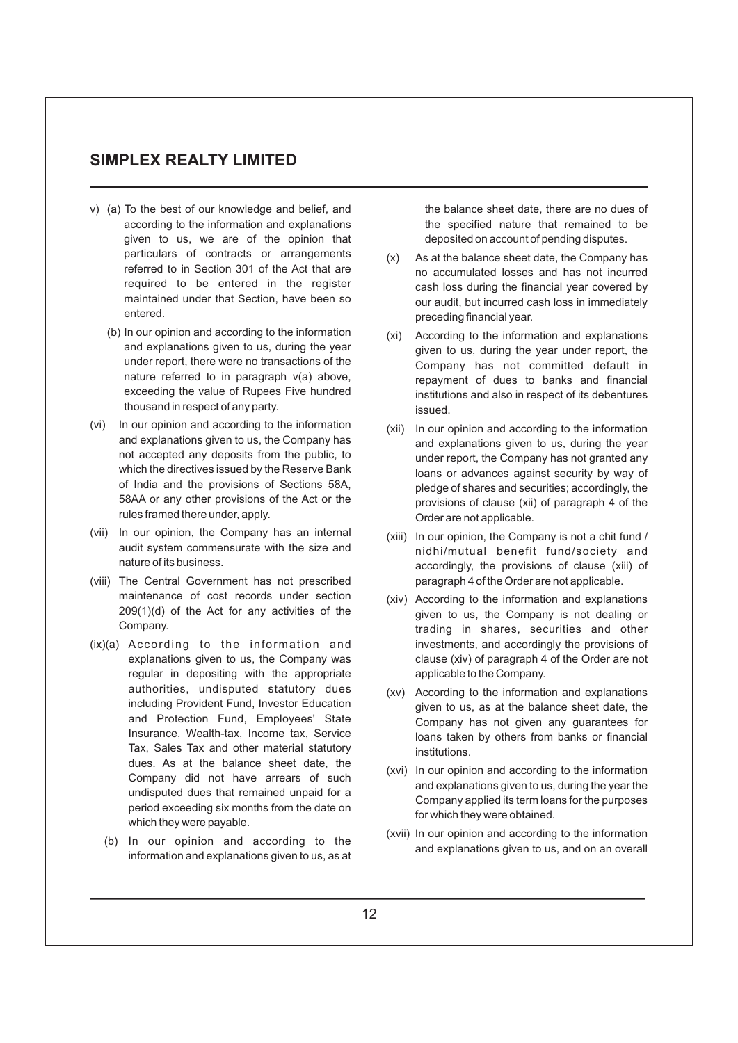v) (a) To the best of our knowledge and belief, and according to the information and explanations given to us, we are of the opinion that particulars of contracts or arrangements referred to in Section 301 of the Act that are required to be entered in the register maintained under that Section, have been so entered.

(b) In our opinion and according to the information and explanations given to us, during the year under report, there were no transactions of the nature referred to in paragraph v(a) above, exceeding the value of Rupees Five hundred thousand in respect of any party.

(vi) In our opinion and according to the information and explanations given to us, the Company has not accepted any deposits from the public, to which the directives issued by the Reserve Bank of India and the provisions of Sections 58A, 58AA or any other provisions of the Act or the rules framed there under, apply.

(vii) In our opinion, the Company has an internal audit system commensurate with the size and nature of its business.

(viii) The Central Government has not prescribed maintenance of cost records under section 209(1)(d) of the Act for any activities of the Company.

(ix)(a) According to the information and explanations given to us, the Company was regular in depositing with the appropriate authorities, undisputed statutory dues including Provident Fund, Investor Education and Protection Fund, Employees' State Insurance, Wealth-tax, Income tax, Service Tax, Sales Tax and other material statutory dues. As at the balance sheet date, the Company did not have arrears of such undisputed dues that remained unpaid for a period exceeding six months from the date on which they were payable.

(b) In our opinion and according to the information and explanations given to us, as at the balance sheet date, there are no dues of the specified nature that remained to be deposited on account of pending disputes.

(x) As at the balance sheet date, the Company has no accumulated losses and has not incurred cash loss during the financial year covered by our audit, but incurred cash loss in immediately preceding financial year.

(xi) According to the information and explanations given to us, during the year under report, the Company has not committed default in repayment of dues to banks and financial institutions and also in respect of its debentures issued.

(xii) In our opinion and according to the information and explanations given to us, during the year under report, the Company has not granted any loans or advances against security by way of pledge of shares and securities; accordingly, the provisions of clause (xii) of paragraph 4 of the Order are not applicable.

(xiii) In our opinion, the Company is not a chit fund / nidhi/mutual benefit fund/society and accordingly, the provisions of clause (xiii) of paragraph 4 of the Order are not applicable.

(xiv) According to the information and explanations given to us, the Company is not dealing or trading in shares, securities and other investments, and accordingly the provisions of clause (xiv) of paragraph 4 of the Order are not applicable to the Company.

(xv) According to the information and explanations given to us, as at the balance sheet date, the Company has not given any guarantees for loans taken by others from banks or financial institutions.

(xvi) In our opinion and according to the information and explanations given to us, during the year the Company applied its term loans for the purposes for which they were obtained.

(xvii) In our opinion and according to the information and explanations given to us, and on an overall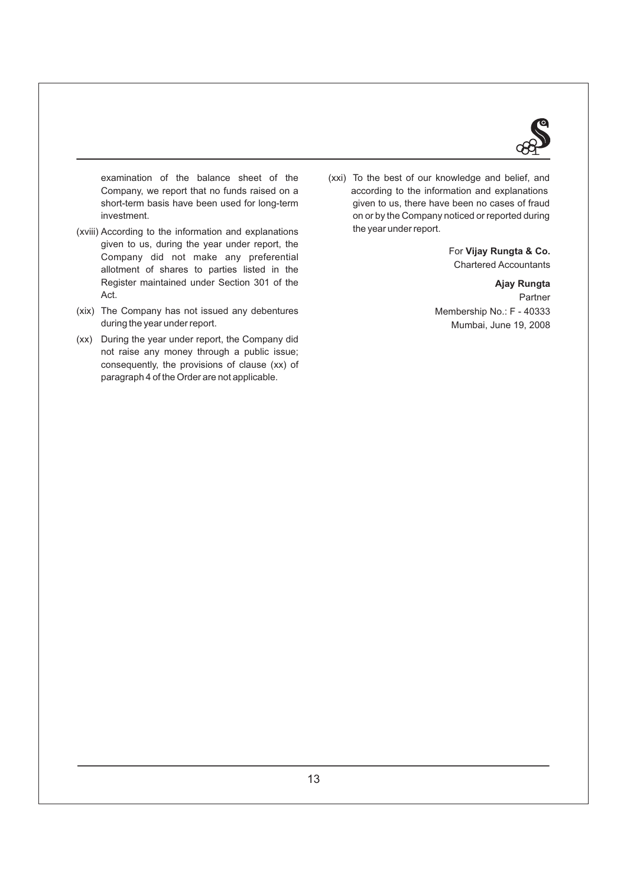examination of the balance sheet of the Company, we report that no funds raised on a short-term basis have been used for long-term investment.

(xviii) According to the information and explanations given to us, during the year under report, the Company did not make any preferential allotment of shares to parties listed in the Register maintained under Section 301 of the Act.

(xix) The Company has not issued any debentures during the year under report.

(xx) During the year under report, the Company did not raise any money through a public issue; consequently, the provisions of clause (xx) of paragraph 4 of the Order are not applicable.

(xxi) To the best of our knowledge and belief, and according to the information and explanations given to us, there have been no cases of fraud on or by the Company noticed or reported during the year under report.

For **Vijay Rungta & Co.**
Chartered Accountants

**Ajay Rungta**
Partner
Membership No.: F - 40333
Mumbai, June 19, 2008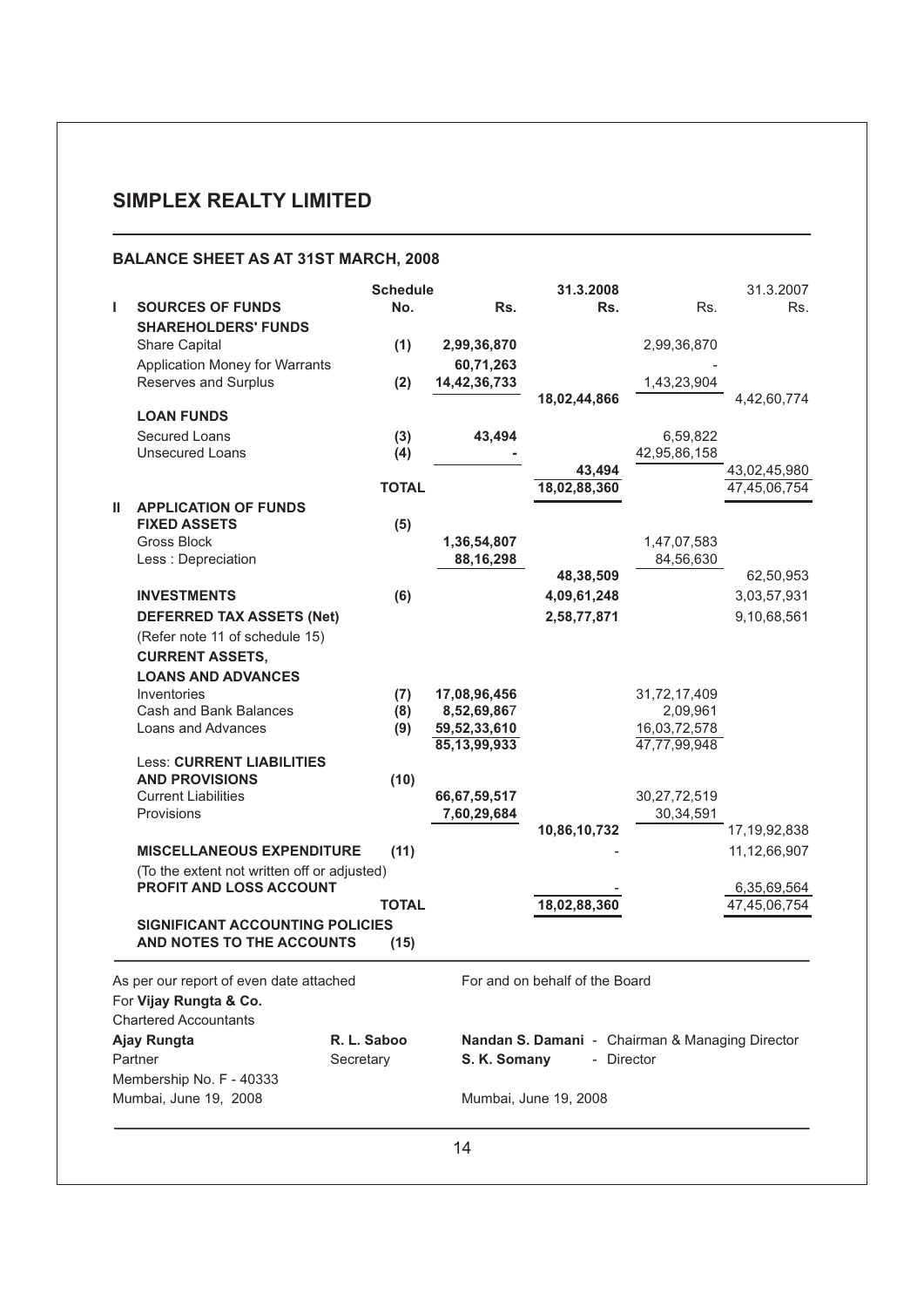# SIMPLEX REALTY LIMITED

## BALANCE SHEET AS AT 31ST MARCH, 2008

| | | Schedule No. | Rs. | 31.3.2008 Rs. | Rs. | 31.3.2007 Rs. |
|---|---|---|---|---|---|---|
| **I** | **SOURCES OF FUNDS** | | | | | |
| | **SHAREHOLDERS' FUNDS** | | | | | |
| | Share Capital | **(1)** | **2,99,36,870** | | 2,99,36,870 | |
| | Application Money for Warrants | | **60,71,263** | | - | |
| | Reserves and Surplus | **(2)** | **14,42,36,733** | | 1,43,23,904 | |
| | | | | **18,02,44,866** | | 4,42,60,774 |
| | **LOAN FUNDS** | | | | | |
| | Secured Loans | **(3)** | **43,494** | | 6,59,822 | |
| | Unsecured Loans | **(4)** | **-** | | 42,95,86,158 | |
| | | | | **43,494** | | 43,02,45,980 |
| | | **TOTAL** | | **18,02,88,360** | | 47,45,06,754 |
| **II** | **APPLICATION OF FUNDS** | | | | | |
| | **FIXED ASSETS** | **(5)** | | | | |
| | Gross Block | | **1,36,54,807** | | 1,47,07,583 | |
| | Less : Depreciation | | **88,16,298** | | 84,56,630 | |
| | | | | **48,38,509** | | 62,50,953 |
| | **INVESTMENTS** | **(6)** | | **4,09,61,248** | | 3,03,57,931 |
| | **DEFERRED TAX ASSETS (Net)** | | | **2,58,77,871** | | 9,10,68,561 |
| | (Refer note 11 of schedule 15) | | | | | |
| | **CURRENT ASSETS,** | | | | | |
| | **LOANS AND ADVANCES** | | | | | |
| | Inventories | **(7)** | **17,08,96,456** | | 31,72,17,409 | |
| | Cash and Bank Balances | **(8)** | **8,52,69,867** | | 2,09,961 | |
| | Loans and Advances | **(9)** | **59,52,33,610** | | 16,03,72,578 | |
| | | | **85,13,99,933** | | 47,77,99,948 | |
| | Less: **CURRENT LIABILITIES AND PROVISIONS** | **(10)** | | | | |
| | Current Liabilities | | **66,67,59,517** | | 30,27,72,519 | |
| | Provisions | | **7,60,29,684** | | 30,34,591 | |
| | | | | **10,86,10,732** | | 17,19,92,838 |
| | **MISCELLANEOUS EXPENDITURE** | **(11)** | | - | | 11,12,66,907 |
| | (To the extent not written off or adjusted) | | | | | |
| | **PROFIT AND LOSS ACCOUNT** | | | - | | 6,35,69,564 |
| | | **TOTAL** | | **18,02,88,360** | | 47,45,06,754 |
| | **SIGNIFICANT ACCOUNTING POLICIES AND NOTES TO THE ACCOUNTS** | **(15)** | | | | |

As per our report of even date attached
For **Vijay Rungta & Co.**
Chartered Accountants
**Ajay Rungta**
Partner
Membership No. F - 40333
Mumbai, June 19, 2008

**R. L. Saboo**
Secretary

For and on behalf of the Board

**Nandan S. Damani** - Chairman & Managing Director
**S. K. Somany** - Director

Mumbai, June 19, 2008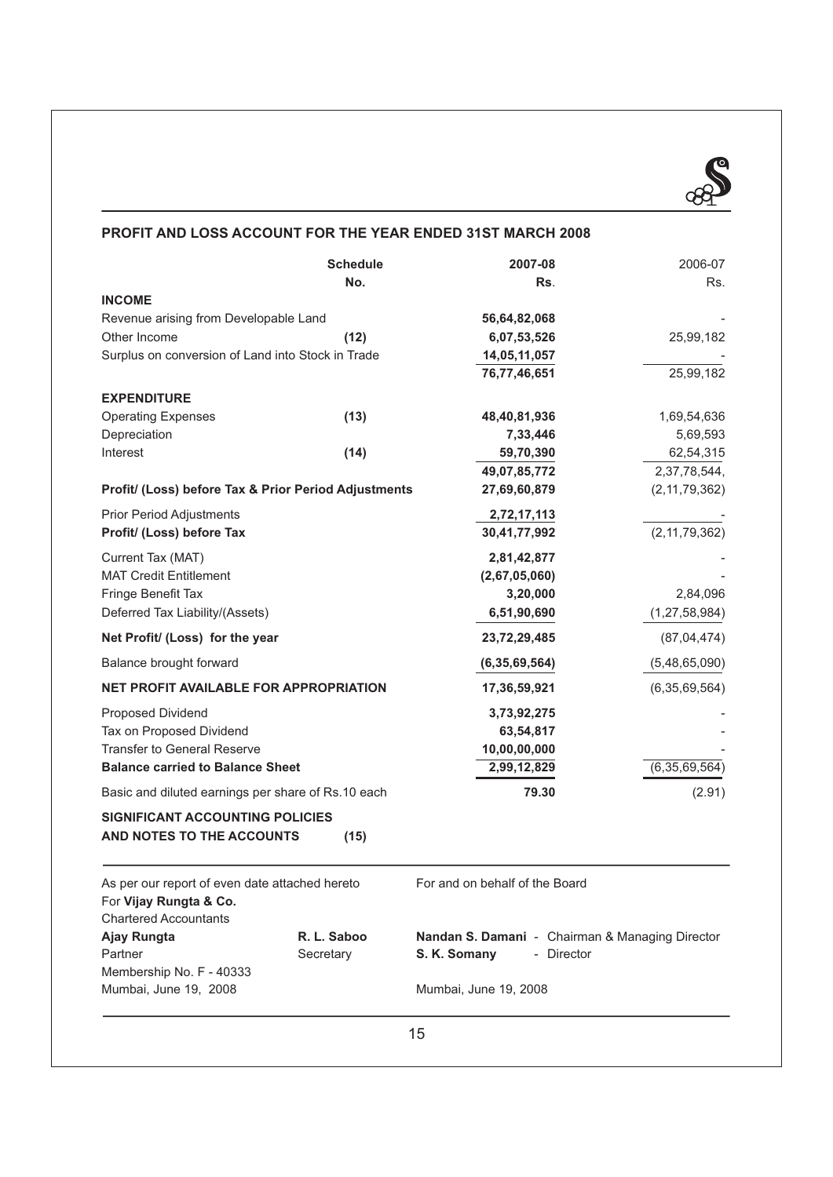## PROFIT AND LOSS ACCOUNT FOR THE YEAR ENDED 31ST MARCH 2008

| | Schedule No. | 2007-08 Rs. | 2006-07 Rs. |
|---|---|---|---|
| **INCOME** | | | |
| Revenue arising from Developable Land | | 56,64,82,068 | - |
| Other Income | (12) | 6,07,53,526 | 25,99,182 |
| Surplus on conversion of Land into Stock in Trade | | 14,05,11,057 | - |
| | | 76,77,46,651 | 25,99,182 |
| **EXPENDITURE** | | | |
| Operating Expenses | (13) | 48,40,81,936 | 1,69,54,636 |
| Depreciation | | 7,33,446 | 5,69,593 |
| Interest | (14) | 59,70,390 | 62,54,315 |
| | | 49,07,85,772 | 2,37,78,544, |
| **Profit/ (Loss) before Tax & Prior Period Adjustments** | | 27,69,60,879 | (2,11,79,362) |
| Prior Period Adjustments | | 2,72,17,113 | - |
| **Profit/ (Loss) before Tax** | | 30,41,77,992 | (2,11,79,362) |
| Current Tax (MAT) | | 2,81,42,877 | - |
| MAT Credit Entitlement | | (2,67,05,060) | - |
| Fringe Benefit Tax | | 3,20,000 | 2,84,096 |
| Deferred Tax Liability/(Assets) | | 6,51,90,690 | (1,27,58,984) |
| **Net Profit/ (Loss) for the year** | | 23,72,29,485 | (87,04,474) |
| Balance brought forward | | (6,35,69,564) | (5,48,65,090) |
| **NET PROFIT AVAILABLE FOR APPROPRIATION** | | 17,36,59,921 | (6,35,69,564) |
| Proposed Dividend | | 3,73,92,275 | - |
| Tax on Proposed Dividend | | 63,54,817 | - |
| Transfer to General Reserve | | 10,00,00,000 | - |
| **Balance carried to Balance Sheet** | | 2,99,12,829 | (6,35,69,564) |
| Basic and diluted earnings per share of Rs.10 each | | 79.30 | (2.91) |

**SIGNIFICANT ACCOUNTING POLICIES AND NOTES TO THE ACCOUNTS** **(15)**

As per our report of even date attached hereto
For **Vijay Rungta & Co.**
Chartered Accountants
**Ajay Rungta**
Partner
Membership No. F - 40333
Mumbai, June 19, 2008

**R. L. Saboo**
Secretary

For and on behalf of the Board

**Nandan S. Damani** - Chairman & Managing Director
**S. K. Somany** - Director

Mumbai, June 19, 2008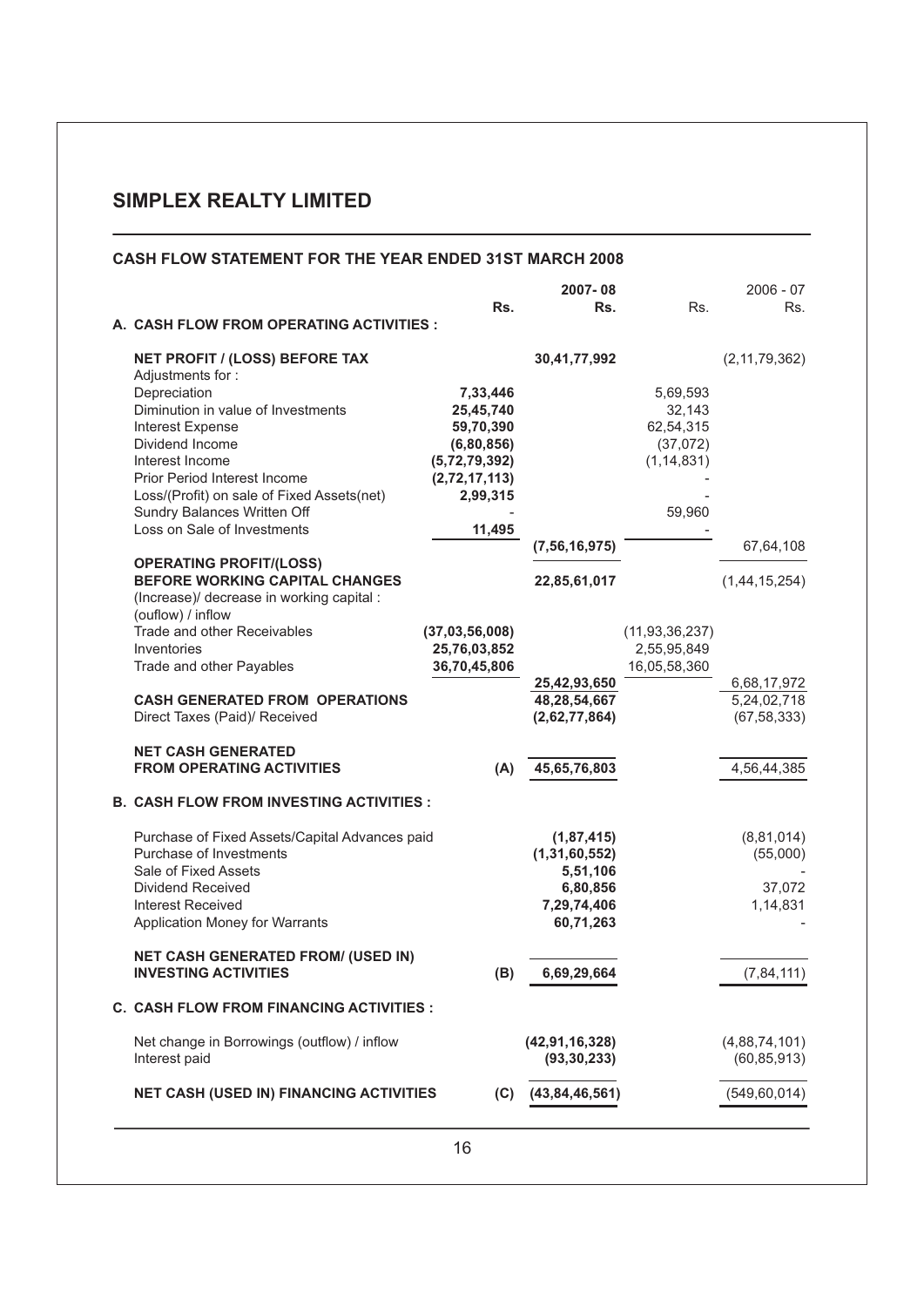## SIMPLEX REALTY LIMITED

### CASH FLOW STATEMENT FOR THE YEAR ENDED 31ST MARCH 2008

| | 2007-08 | | 2006 - 07 | |
|---|---|---|---|---|
| | Rs. | Rs. | Rs. | Rs. |
| **A. CASH FLOW FROM OPERATING ACTIVITIES :** | | | | |
| **NET PROFIT / (LOSS) BEFORE TAX** | | **30,41,77,992** | | (2,11,79,362) |
| Adjustments for : | | | | |
| Depreciation | **7,33,446** | | 5,69,593 | |
| Diminution in value of Investments | **25,45,740** | | 32,143 | |
| Interest Expense | **59,70,390** | | 62,54,315 | |
| Dividend Income | **(6,80,856)** | | (37,072) | |
| Interest Income | **(5,72,79,392)** | | (1,14,831) | |
| Prior Period Interest Income | **(2,72,17,113)** | | - | |
| Loss/(Profit) on sale of Fixed Assets(net) | **2,99,315** | | - | |
| Sundry Balances Written Off | - | | 59,960 | |
| Loss on Sale of Investments | **11,495** | | - | |
| | | **(7,56,16,975)** | | 67,64,108 |
| **OPERATING PROFIT/(LOSS) BEFORE WORKING CAPITAL CHANGES** | | **22,85,61,017** | | (1,44,15,254) |
| (Increase)/ decrease in working capital : (ouflow) / inflow | | | | |
| Trade and other Receivables | **(37,03,56,008)** | | (11,93,36,237) | |
| Inventories | **25,76,03,852** | | 2,55,95,849 | |
| Trade and other Payables | **36,70,45,806** | | 16,05,58,360 | |
| | | **25,42,93,650** | | 6,68,17,972 |
| **CASH GENERATED FROM OPERATIONS** | | **48,28,54,667** | | 5,24,02,718 |
| Direct Taxes (Paid)/ Received | | **(2,62,77,864)** | | (67,58,333) |
| **NET CASH GENERATED FROM OPERATING ACTIVITIES** | **(A)** | **45,65,76,803** | | 4,56,44,385 |
| **B. CASH FLOW FROM INVESTING ACTIVITIES :** | | | | |
| Purchase of Fixed Assets/Capital Advances paid | | **(1,87,415)** | | (8,81,014) |
| Purchase of Investments | | **(1,31,60,552)** | | (55,000) |
| Sale of Fixed Assets | | **5,51,106** | | - |
| Dividend Received | | **6,80,856** | | 37,072 |
| Interest Received | | **7,29,74,406** | | 1,14,831 |
| Application Money for Warrants | | **60,71,263** | | - |
| **NET CASH GENERATED FROM/ (USED IN) INVESTING ACTIVITIES** | **(B)** | **6,69,29,664** | | (7,84,111) |
| **C. CASH FLOW FROM FINANCING ACTIVITIES :** | | | | |
| Net change in Borrowings (outflow) / inflow | | **(42,91,16,328)** | | (4,88,74,101) |
| Interest paid | | **(93,30,233)** | | (60,85,913) |
| **NET CASH (USED IN) FINANCING ACTIVITIES** | **(C)** | **(43,84,46,561)** | | (549,60,014) |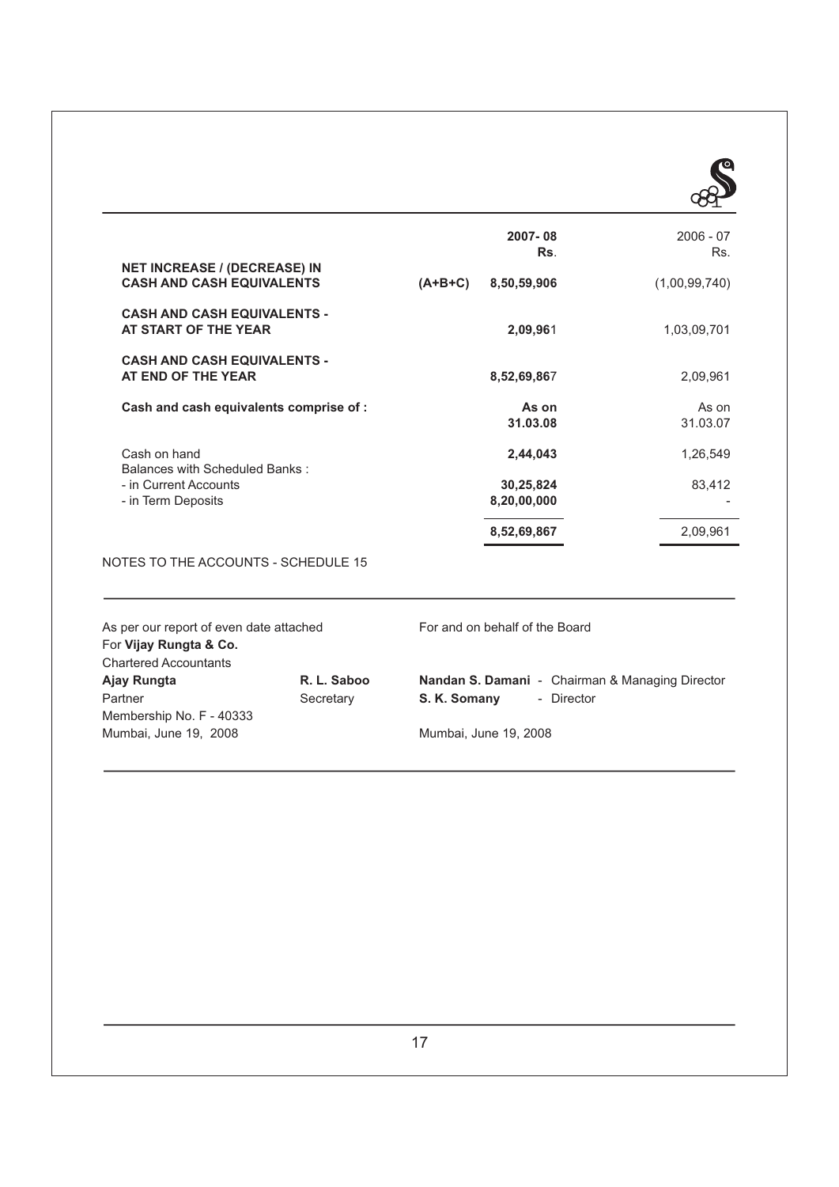| | | 2007-08 Rs. | 2006 - 07 Rs. |
|---|---|---|---|
| **NET INCREASE / (DECREASE) IN CASH AND CASH EQUIVALENTS** | **(A+B+C)** | **8,50,59,906** | (1,00,99,740) |
| **CASH AND CASH EQUIVALENTS - AT START OF THE YEAR** | | **2,09,961** | 1,03,09,701 |
| **CASH AND CASH EQUIVALENTS - AT END OF THE YEAR** | | **8,52,69,867** | 2,09,961 |
| **Cash and cash equivalents comprise of :** | | **As on 31.03.08** | As on 31.03.07 |
| Cash on hand | | **2,44,043** | 1,26,549 |
| Balances with Scheduled Banks : | | | |
| - in Current Accounts | | **30,25,824** | 83,412 |
| - in Term Deposits | | **8,20,00,000** | - |
| | | **8,52,69,867** | 2,09,961 |

NOTES TO THE ACCOUNTS - SCHEDULE 15

As per our report of even date attached
For **Vijay Rungta & Co.**
Chartered Accountants
**Ajay Rungta**
Partner
Membership No. F - 40333
Mumbai, June 19, 2008

**R. L. Saboo**
Secretary

For and on behalf of the Board

**Nandan S. Damani** - Chairman & Managing Director
**S. K. Somany** - Director

Mumbai, June 19, 2008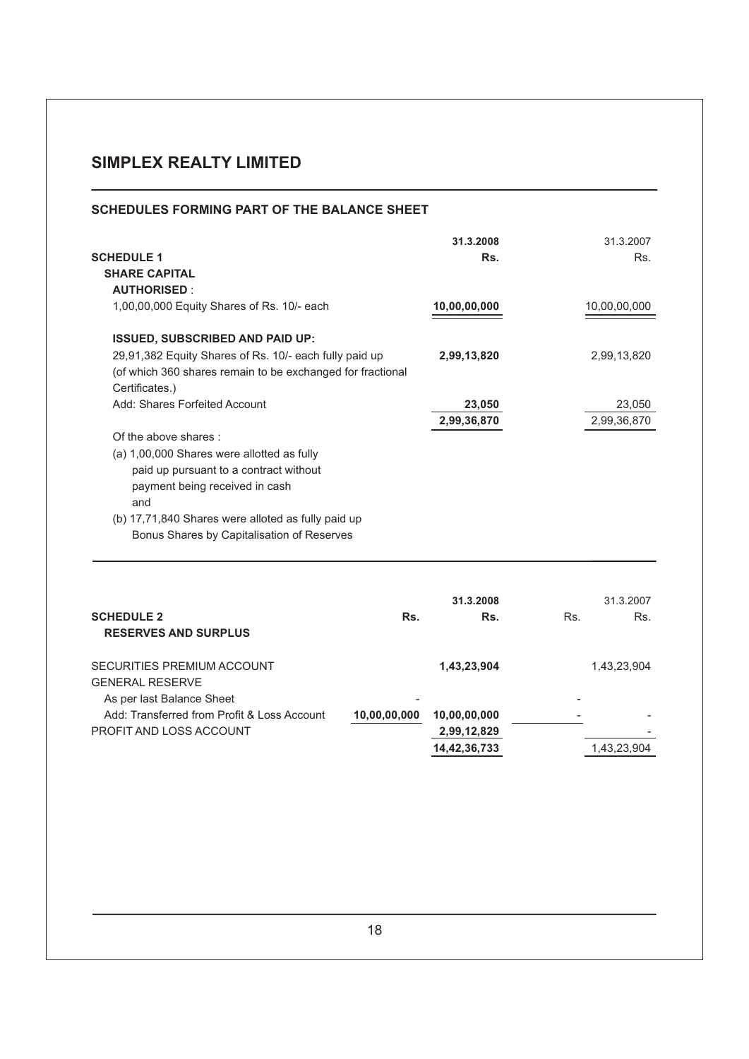## SIMPLEX REALTY LIMITED

### SCHEDULES FORMING PART OF THE BALANCE SHEET

| | 31.3.2008 | 31.3.2007 |
|---|---|---|
| **SCHEDULE 1** | **Rs.** | Rs. |
| **SHARE CAPITAL** | | |
| **AUTHORISED** : | | |
| 1,00,00,000 Equity Shares of Rs. 10/- each | **10,00,00,000** | 10,00,00,000 |
| **ISSUED, SUBSCRIBED AND PAID UP:** | | |
| 29,91,382 Equity Shares of Rs. 10/- each fully paid up (of which 360 shares remain to be exchanged for fractional Certificates.) | **2,99,13,820** | 2,99,13,820 |
| Add: Shares Forfeited Account | **23,050** | 23,050 |
| | **2,99,36,870** | 2,99,36,870 |

Of the above shares :

(a) 1,00,000 Shares were allotted as fully paid up pursuant to a contract without payment being received in cash
and
(b) 17,71,840 Shares were alloted as fully paid up Bonus Shares by Capitalisation of Reserves

| | | 31.3.2008 | | 31.3.2007 |
|---|---|---|---|---|
| **SCHEDULE 2** | **Rs.** | **Rs.** | Rs. | Rs. |
| **RESERVES AND SURPLUS** | | | | |
| SECURITIES PREMIUM ACCOUNT | | **1,43,23,904** | | 1,43,23,904 |
| GENERAL RESERVE | | | | |
| As per last Balance Sheet | - | | - | |
| Add: Transferred from Profit & Loss Account | **10,00,00,000** | **10,00,00,000** | - | - |
| PROFIT AND LOSS ACCOUNT | | **2,99,12,829** | | - |
| | | **14,42,36,733** | | 1,43,23,904 |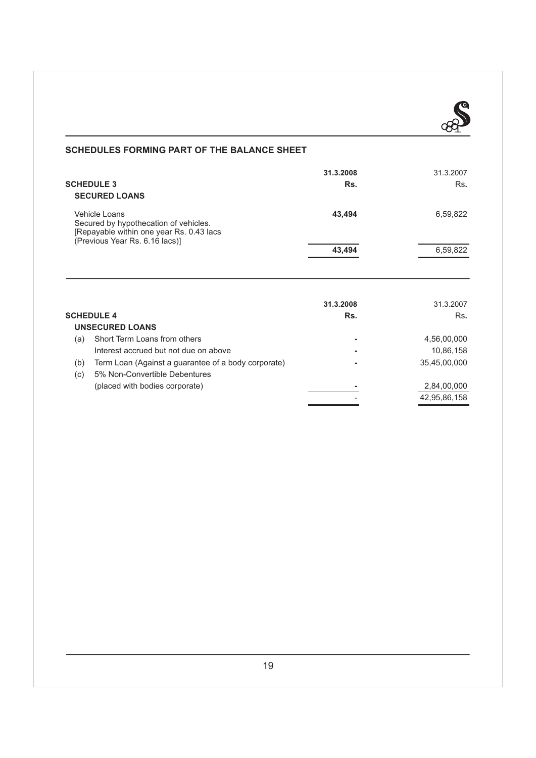## SCHEDULES FORMING PART OF THE BALANCE SHEET

| | 31.3.2008 | 31.3.2007 |
|---|---|---|
| **SCHEDULE 3** | **Rs.** | Rs. |
| **SECURED LOANS** | | |
| Vehicle Loans<br>Secured by hypothecation of vehicles.<br>[Repayable within one year Rs. 0.43 lacs<br>(Previous Year Rs. 6.16 lacs)] | **43,494** | 6,59,822 |
| | **43,494** | 6,59,822 |

| | | 31.3.2008 | 31.3.2007 |
|---|---|---|---|
| **SCHEDULE 4** | | **Rs.** | Rs. |
| **UNSECURED LOANS** | | | |
| (a) | Short Term Loans from others | **-** | 4,56,00,000 |
| | Interest accrued but not due on above | **-** | 10,86,158 |
| (b) | Term Loan (Against a guarantee of a body corporate) | **-** | 35,45,00,000 |
| (c) | 5% Non-Convertible Debentures | | |
| | (placed with bodies corporate) | **-** | 2,84,00,000 |
| | | - | 42,95,86,158 |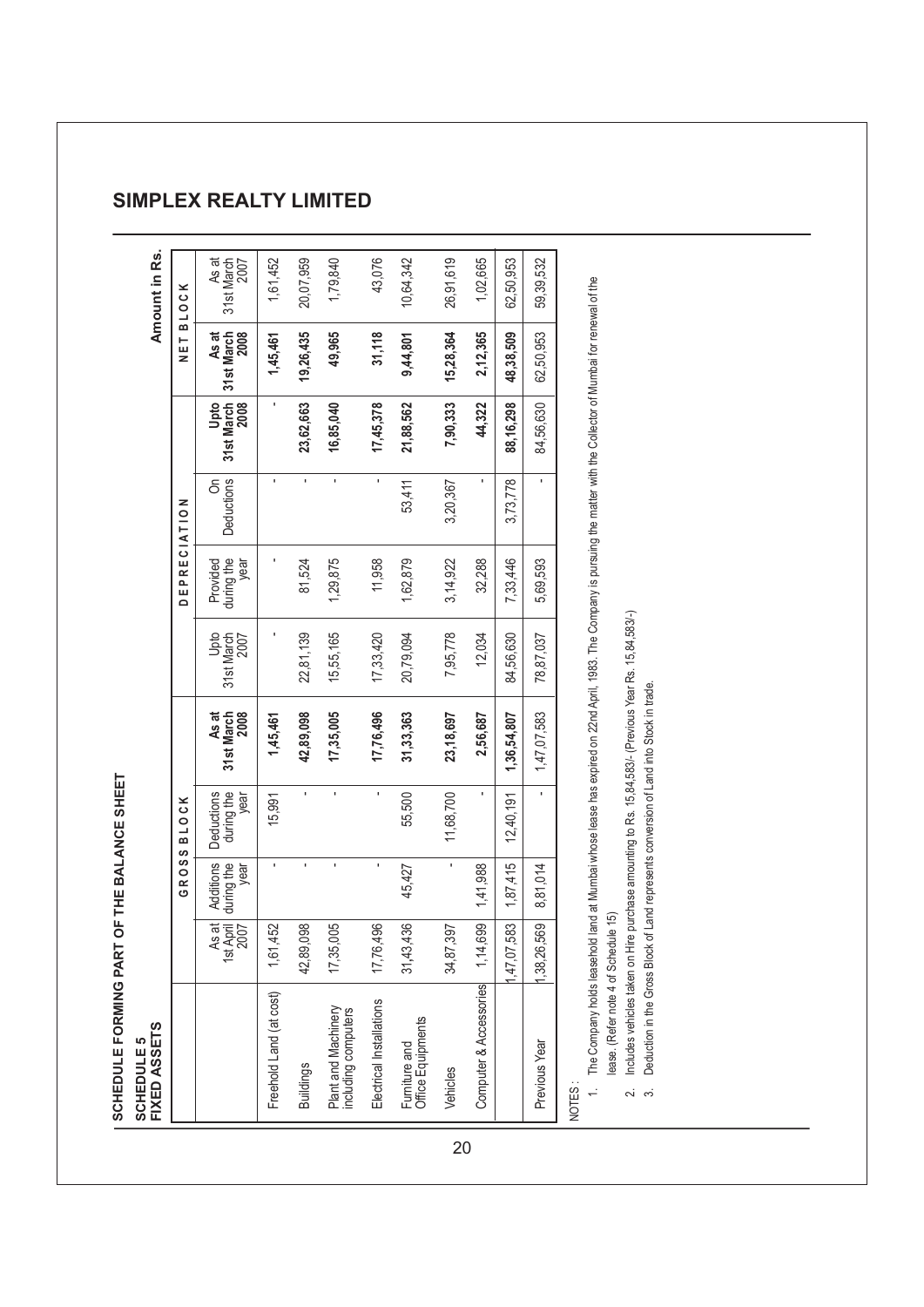# SIMPLEX REALTY LIMITED

## SCHEDULE FORMING PART OF THE BALANCE SHEET

### SCHEDULE 5
### FIXED ASSETS

Amount in Rs.

| | GROSS BLOCK | | | | DEPRECIATION | | | | NET BLOCK | |
|---|---|---|---|---|---|---|---|---|---|---|
| | As at 1st April 2007 | Additions during the year | Deductions during the year | **As at 31st March 2008** | Upto 31st March 2007 | Provided during the year | On Deductions | **Upto 31st March 2008** | **As at 31st March 2008** | As at 31st March 2007 |
| Freehold Land (at cost) | 1,61,452 | - | 15,991 | **1,45,461** | - | - | - | - | **1,45,461** | 1,61,452 |
| Buildings | 42,89,098 | - | - | **42,89,098** | 22,81,139 | 81,524 | - | **23,62,663** | **19,26,435** | 20,07,959 |
| Plant and Machinery including computers | 17,35,005 | - | - | **17,35,005** | 15,55,165 | 1,29,875 | - | **16,85,040** | **49,965** | 1,79,840 |
| Electrical Installations | 17,76,496 | - | - | **17,76,496** | 17,33,420 | 11,958 | - | **17,45,378** | **31,118** | 43,076 |
| Furniture and Office Equipments | 31,43,436 | 45,427 | 55,500 | **31,33,363** | 20,79,094 | 1,62,879 | 53,411 | **21,88,562** | **9,44,801** | 10,64,342 |
| Vehicles | 34,87,397 | - | 11,68,700 | **23,18,697** | 7,95,778 | 3,14,922 | 3,20,367 | **7,90,333** | **15,28,364** | 26,91,619 |
| Computer & Accessories | 1,14,699 | 1,41,988 | - | **2,56,687** | 12,034 | 32,288 | - | **44,322** | **2,12,365** | 1,02,665 |
| | 1,47,07,583 | 1,87,415 | 12,40,191 | **1,36,54,807** | 84,56,630 | 7,33,446 | 3,73,778 | **88,16,298** | **48,38,509** | 62,50,953 |
| Previous Year | 1,38,26,569 | 8,81,014 | - | 1,47,07,583 | 78,87,037 | 5,69,593 | - | 84,56,630 | 62,50,953 | 59,39,532 |

NOTES :

1. The Company holds leasehold land at Mumbai whose lease has expired on 22nd April, 1983. The Company is pursuing the matter with the Collector of Mumbai for renewal of the lease. (Refer note 4 of Schedule 15)
2. Includes vehicles taken on Hire purchase amounting to Rs. 15,84,583/- (Previous Year Rs. 15,84,583/-)
3. Deduction in the Gross Block of Land represents conversion of Land into Stock in trade.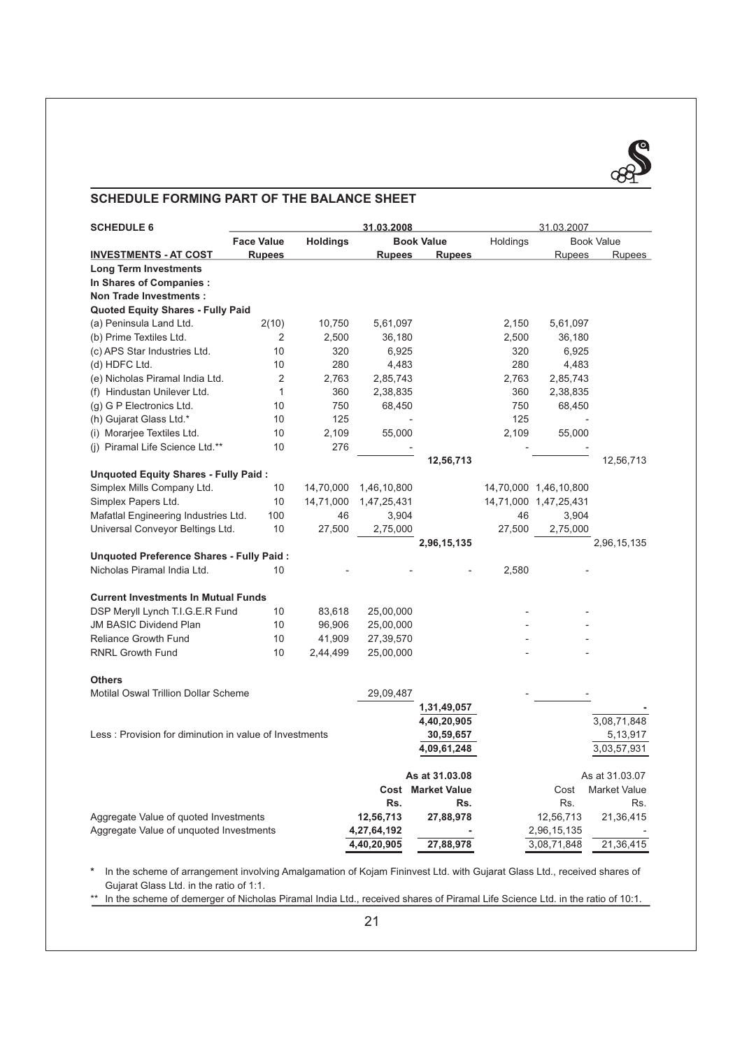## SCHEDULE FORMING PART OF THE BALANCE SHEET

| SCHEDULE 6 | | 31.03.2008 | | | 31.03.2007 | | |
|---|---|---|---|---|---|---|---|
| | Face Value | Holdings | Book Value | | Holdings | Book Value | |
| **INVESTMENTS - AT COST** | **Rupees** | | **Rupees** | **Rupees** | | Rupees | Rupees |
| **Long Term Investments** | | | | | | | |
| **In Shares of Companies :** | | | | | | | |
| **Non Trade Investments :** | | | | | | | |
| **Quoted Equity Shares - Fully Paid** | | | | | | | |
| (a) Peninsula Land Ltd. | 2(10) | 10,750 | 5,61,097 | | 2,150 | 5,61,097 | |
| (b) Prime Textiles Ltd. | 2 | 2,500 | 36,180 | | 2,500 | 36,180 | |
| (c) APS Star Industries Ltd. | 10 | 320 | 6,925 | | 320 | 6,925 | |
| (d) HDFC Ltd. | 10 | 280 | 4,483 | | 280 | 4,483 | |
| (e) Nicholas Piramal India Ltd. | 2 | 2,763 | 2,85,743 | | 2,763 | 2,85,743 | |
| (f) Hindustan Unilever Ltd. | 1 | 360 | 2,38,835 | | 360 | 2,38,835 | |
| (g) G P Electronics Ltd. | 10 | 750 | 68,450 | | 750 | 68,450 | |
| (h) Gujarat Glass Ltd.* | 10 | 125 | - | | 125 | - | |
| (i) Morarjee Textiles Ltd. | 10 | 2,109 | 55,000 | | 2,109 | 55,000 | |
| (j) Piramal Life Science Ltd.** | 10 | 276 | - | | - | - | |
| | | | | 12,56,713 | | | 12,56,713 |
| **Unquoted Equity Shares - Fully Paid :** | | | | | | | |
| Simplex Mills Company Ltd. | 10 | 14,70,000 | 1,46,10,800 | | 14,70,000 | 1,46,10,800 | |
| Simplex Papers Ltd. | 10 | 14,71,000 | 1,47,25,431 | | 14,71,000 | 1,47,25,431 | |
| Mafatlal Engineering Industries Ltd. | 100 | 46 | 3,904 | | 46 | 3,904 | |
| Universal Conveyor Beltings Ltd. | 10 | 27,500 | 2,75,000 | | 27,500 | 2,75,000 | |
| | | | | 2,96,15,135 | | | 2,96,15,135 |
| **Unquoted Preference Shares - Fully Paid :** | | | | | | | |
| Nicholas Piramal India Ltd. | 10 | - | - | - | 2,580 | - | |
| **Current Investments In Mutual Funds** | | | | | | | |
| DSP Meryll Lynch T.I.G.E.R Fund | 10 | 83,618 | 25,00,000 | | - | - | |
| JM BASIC Dividend Plan | 10 | 96,906 | 25,00,000 | | - | - | |
| Reliance Growth Fund | 10 | 41,909 | 27,39,570 | | - | - | |
| RNRL Growth Fund | 10 | 2,44,499 | 25,00,000 | | - | - | |
| **Others** | | | | | | | |
| Motilal Oswal Trillion Dollar Scheme | | | 29,09,487 | | - | - | |
| | | | | 1,31,49,057 | | | - |
| | | | | 4,40,20,905 | | | 3,08,71,848 |
| Less : Provision for diminution in value of Investments | | | | 30,59,657 | | | 5,13,917 |
| | | | | 4,09,61,248 | | | 3,03,57,931 |

| | As at 31.03.08 | | As at 31.03.07 | |
|---|---|---|---|---|
| | **Cost** | **Market Value** | Cost | Market Value |
| | **Rs.** | **Rs.** | Rs. | Rs. |
| Aggregate Value of quoted Investments | 12,56,713 | 27,88,978 | 12,56,713 | 21,36,415 |
| Aggregate Value of unquoted Investments | 4,27,64,192 | - | 2,96,15,135 | - |
| | 4,40,20,905 | 27,88,978 | 3,08,71,848 | 21,36,415 |

\* In the scheme of arrangement involving Amalgamation of Kojam Fininvest Ltd. with Gujarat Glass Ltd., received shares of Gujarat Glass Ltd. in the ratio of 1:1.

** In the scheme of demerger of Nicholas Piramal India Ltd., received shares of Piramal Life Science Ltd. in the ratio of 10:1.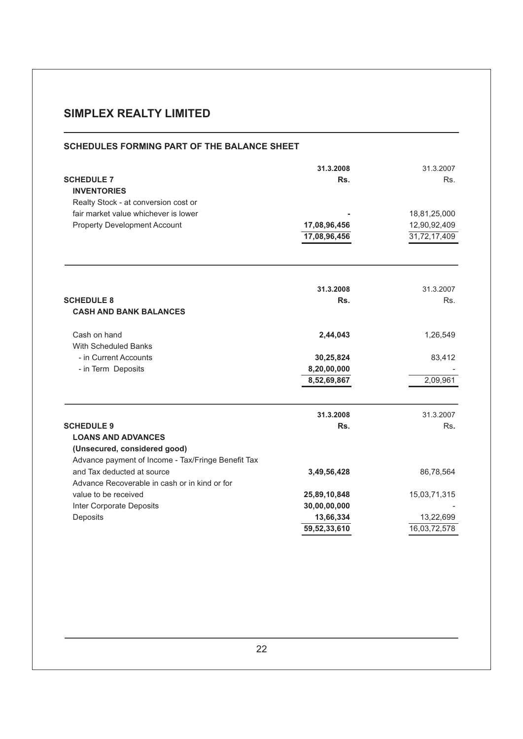# SIMPLEX REALTY LIMITED

## SCHEDULES FORMING PART OF THE BALANCE SHEET

| | 31.3.2008 | 31.3.2007 |
|---|---|---|
| **SCHEDULE 7** | **Rs.** | Rs. |
| **INVENTORIES** | | |
| Realty Stock - at conversion cost or fair market value whichever is lower | **-** | 18,81,25,000 |
| Property Development Account | **17,08,96,456** | 12,90,92,409 |
| | **17,08,96,456** | 31,72,17,409 |

| | 31.3.2008 | 31.3.2007 |
|---|---|---|
| **SCHEDULE 8** | **Rs.** | Rs. |
| **CASH AND BANK BALANCES** | | |
| Cash on hand | **2,44,043** | 1,26,549 |
| With Scheduled Banks | | |
| - in Current Accounts | **30,25,824** | 83,412 |
| - in Term Deposits | **8,20,00,000** | - |
| | **8,52,69,867** | 2,09,961 |

| | 31.3.2008 | 31.3.2007 |
|---|---|---|
| **SCHEDULE 9** | **Rs.** | Rs. |
| **LOANS AND ADVANCES** | | |
| **(Unsecured, considered good)** | | |
| Advance payment of Income - Tax/Fringe Benefit Tax and Tax deducted at source | **3,49,56,428** | 86,78,564 |
| Advance Recoverable in cash or in kind or for value to be received | **25,89,10,848** | 15,03,71,315 |
| Inter Corporate Deposits | **30,00,00,000** | - |
| Deposits | **13,66,334** | 13,22,699 |
| | **59,52,33,610** | 16,03,72,578 |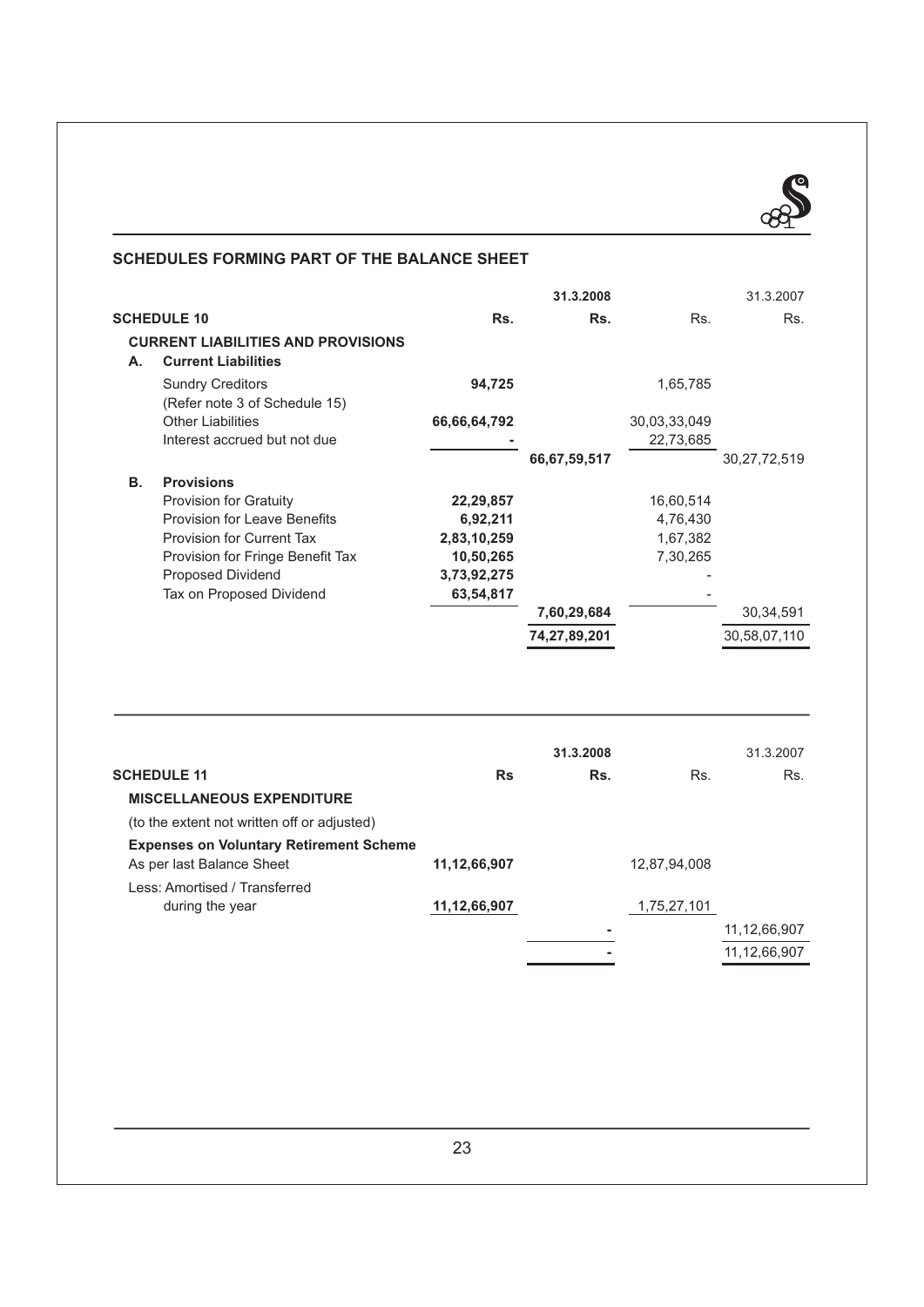## SCHEDULES FORMING PART OF THE BALANCE SHEET

| SCHEDULE 10 | Rs. | 31.3.2008 Rs. | Rs. | 31.3.2007 Rs. |
|---|---|---|---|---|
| **CURRENT LIABILITIES AND PROVISIONS** | | | | |
| **A. Current Liabilities** | | | | |
| Sundry Creditors (Refer note 3 of Schedule 15) | **94,725** | | 1,65,785 | |
| Other Liabilities | **66,66,64,792** | | 30,03,33,049 | |
| Interest accrued but not due | **-** | | 22,73,685 | |
| | | **66,67,59,517** | | 30,27,72,519 |
| **B. Provisions** | | | | |
| Provision for Gratuity | **22,29,857** | | 16,60,514 | |
| Provision for Leave Benefits | **6,92,211** | | 4,76,430 | |
| Provision for Current Tax | **2,83,10,259** | | 1,67,382 | |
| Provision for Fringe Benefit Tax | **10,50,265** | | 7,30,265 | |
| Proposed Dividend | **3,73,92,275** | | - | |
| Tax on Proposed Dividend | **63,54,817** | | - | |
| | | **7,60,29,684** | | 30,34,591 |
| | | **74,27,89,201** | | 30,58,07,110 |

| SCHEDULE 11 | Rs | 31.3.2008 Rs. | Rs. | 31.3.2007 Rs. |
|---|---|---|---|---|
| **MISCELLANEOUS EXPENDITURE** | | | | |
| (to the extent not written off or adjusted) | | | | |
| **Expenses on Voluntary Retirement Scheme** | | | | |
| As per last Balance Sheet | **11,12,66,907** | | 12,87,94,008 | |
| Less: Amortised / Transferred during the year | **11,12,66,907** | | 1,75,27,101 | |
| | | **-** | | 11,12,66,907 |
| | | **-** | | 11,12,66,907 |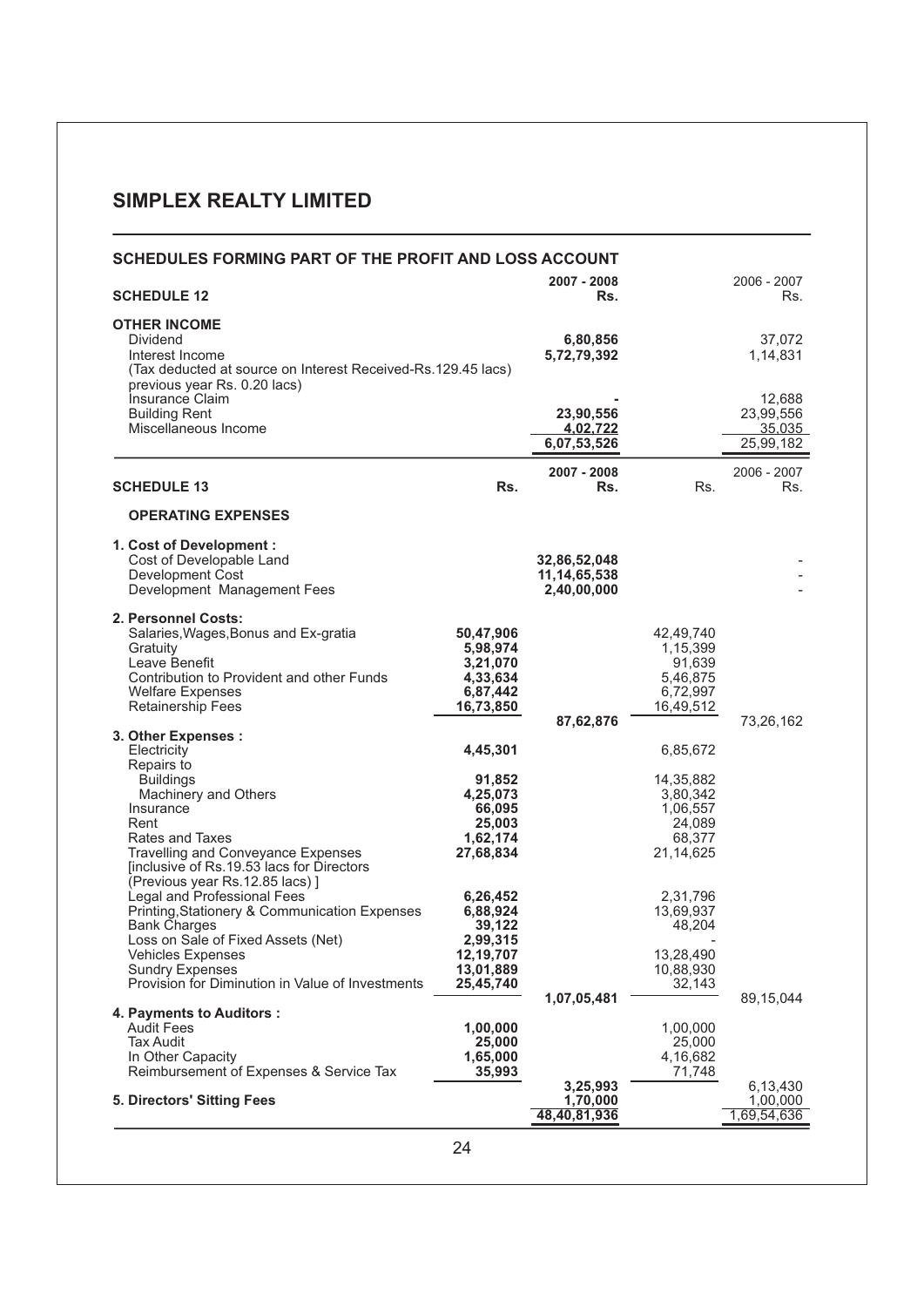# SIMPLEX REALTY LIMITED

## SCHEDULES FORMING PART OF THE PROFIT AND LOSS ACCOUNT

| SCHEDULE 12 | 2007 - 2008 Rs. | 2006 - 2007 Rs. |
|---|---|---|
| **OTHER INCOME** | | |
| Dividend | **6,80,856** | 37,072 |
| Interest Income | **5,72,79,392** | 1,14,831 |
| (Tax deducted at source on Interest Received-Rs.129.45 lacs) previous year Rs. 0.20 lacs) | | |
| Insurance Claim | **-** | 12,688 |
| Building Rent | **23,90,556** | 23,99,556 |
| Miscellaneous Income | **4,02,722** | 35,035 |
| | **6,07,53,526** | 25,99,182 |

| SCHEDULE 13 | Rs. | 2007 - 2008 Rs. | Rs. | 2006 - 2007 Rs. |
|---|---|---|---|---|
| **OPERATING EXPENSES** | | | | |
| **1. Cost of Development :** | | | | |
| Cost of Developable Land | | **32,86,52,048** | | - |
| Development Cost | | **11,14,65,538** | | - |
| Development Management Fees | | **2,40,00,000** | | - |
| **2. Personnel Costs:** | | | | |
| Salaries,Wages,Bonus and Ex-gratia | **50,47,906** | | 42,49,740 | |
| Gratuity | **5,98,974** | | 1,15,399 | |
| Leave Benefit | **3,21,070** | | 91,639 | |
| Contribution to Provident and other Funds | **4,33,634** | | 5,46,875 | |
| Welfare Expenses | **6,87,442** | | 6,72,997 | |
| Retainership Fees | **16,73,850** | | 16,49,512 | |
| | | **87,62,876** | | 73,26,162 |
| **3. Other Expenses :** | | | | |
| Electricity | **4,45,301** | | 6,85,672 | |
| Repairs to | | | | |
| Buildings | **91,852** | | 14,35,882 | |
| Machinery and Others | **4,25,073** | | 3,80,342 | |
| Insurance | **66,095** | | 1,06,557 | |
| Rent | **25,003** | | 24,089 | |
| Rates and Taxes | **1,62,174** | | 68,377 | |
| Travelling and Conveyance Expenses [inclusive of Rs.19.53 lacs for Directors (Previous year Rs.12.85 lacs) ] | **27,68,834** | | 21,14,625 | |
| Legal and Professional Fees | **6,26,452** | | 2,31,796 | |
| Printing,Stationery & Communication Expenses | **6,88,924** | | 13,69,937 | |
| Bank Charges | **39,122** | | 48,204 | |
| Loss on Sale of Fixed Assets (Net) | **2,99,315** | | - | |
| Vehicles Expenses | **12,19,707** | | 13,28,490 | |
| Sundry Expenses | **13,01,889** | | 10,88,930 | |
| Provision for Diminution in Value of Investments | **25,45,740** | | 32,143 | |
| | | **1,07,05,481** | | 89,15,044 |
| **4. Payments to Auditors :** | | | | |
| Audit Fees | **1,00,000** | | 1,00,000 | |
| Tax Audit | **25,000** | | 25,000 | |
| In Other Capacity | **1,65,000** | | 4,16,682 | |
| Reimbursement of Expenses & Service Tax | **35,993** | | 71,748 | |
| | | **3,25,993** | | 6,13,430 |
| **5. Directors' Sitting Fees** | | **1,70,000** | | 1,00,000 |
| | | **48,40,81,936** | | 1,69,54,636 |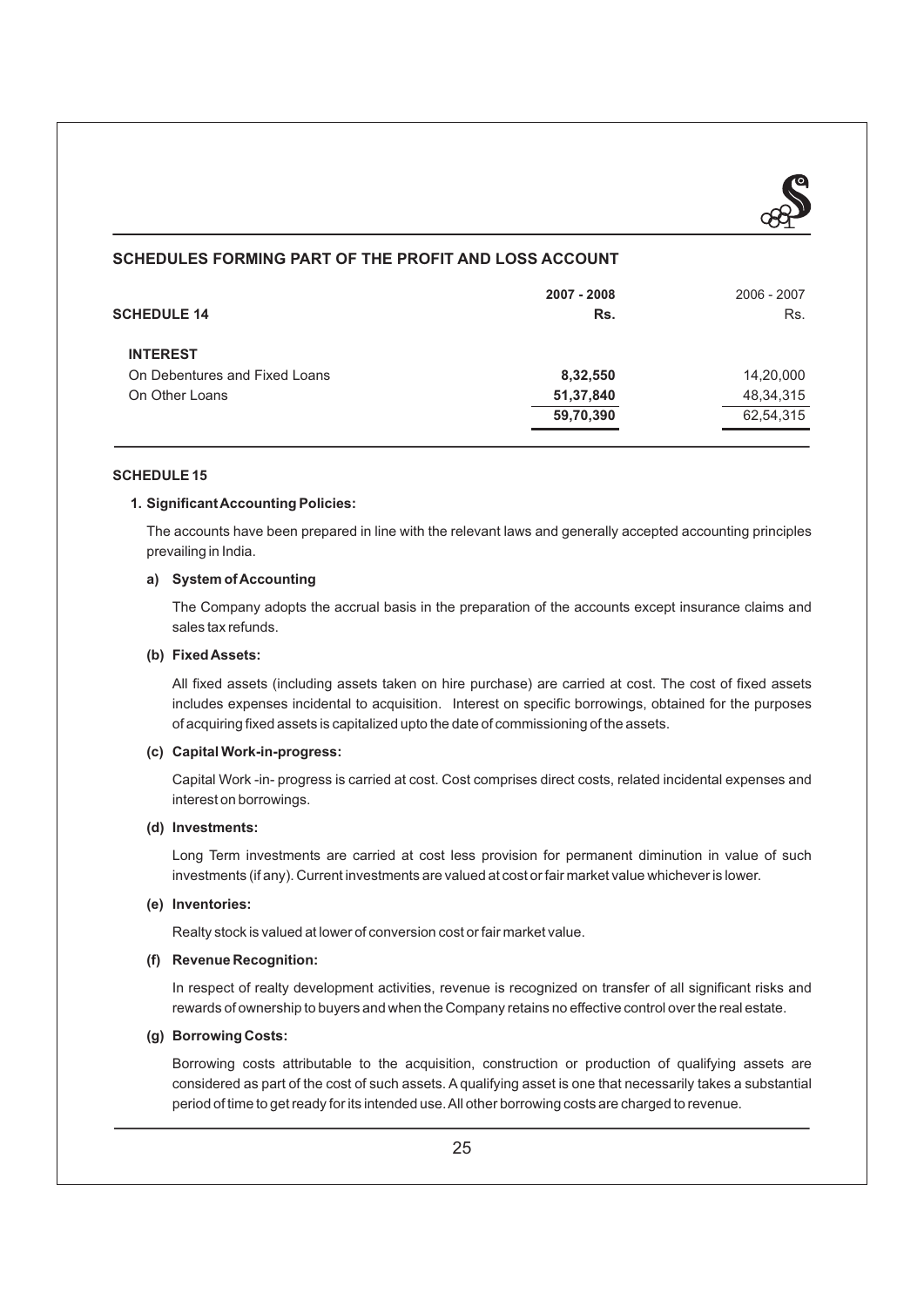## SCHEDULES FORMING PART OF THE PROFIT AND LOSS ACCOUNT

| SCHEDULE 14 | 2007 - 2008 Rs. | 2006 - 2007 Rs. |
|---|---|---|
| **INTEREST** | | |
| On Debentures and Fixed Loans | **8,32,550** | 14,20,000 |
| On Other Loans | **51,37,840** | 48,34,315 |
| | **59,70,390** | 62,54,315 |

### SCHEDULE 15

**1. Significant Accounting Policies:**

The accounts have been prepared in line with the relevant laws and generally accepted accounting principles prevailing in India.

**a) System of Accounting**

The Company adopts the accrual basis in the preparation of the accounts except insurance claims and sales tax refunds.

**(b) Fixed Assets:**

All fixed assets (including assets taken on hire purchase) are carried at cost. The cost of fixed assets includes expenses incidental to acquisition. Interest on specific borrowings, obtained for the purposes of acquiring fixed assets is capitalized upto the date of commissioning of the assets.

**(c) Capital Work-in-progress:**

Capital Work -in- progress is carried at cost. Cost comprises direct costs, related incidental expenses and interest on borrowings.

**(d) Investments:**

Long Term investments are carried at cost less provision for permanent diminution in value of such investments (if any). Current investments are valued at cost or fair market value whichever is lower.

**(e) Inventories:**

Realty stock is valued at lower of conversion cost or fair market value.

**(f) Revenue Recognition:**

In respect of realty development activities, revenue is recognized on transfer of all significant risks and rewards of ownership to buyers and when the Company retains no effective control over the real estate.

**(g) Borrowing Costs:**

Borrowing costs attributable to the acquisition, construction or production of qualifying assets are considered as part of the cost of such assets. A qualifying asset is one that necessarily takes a substantial period of time to get ready for its intended use. All other borrowing costs are charged to revenue.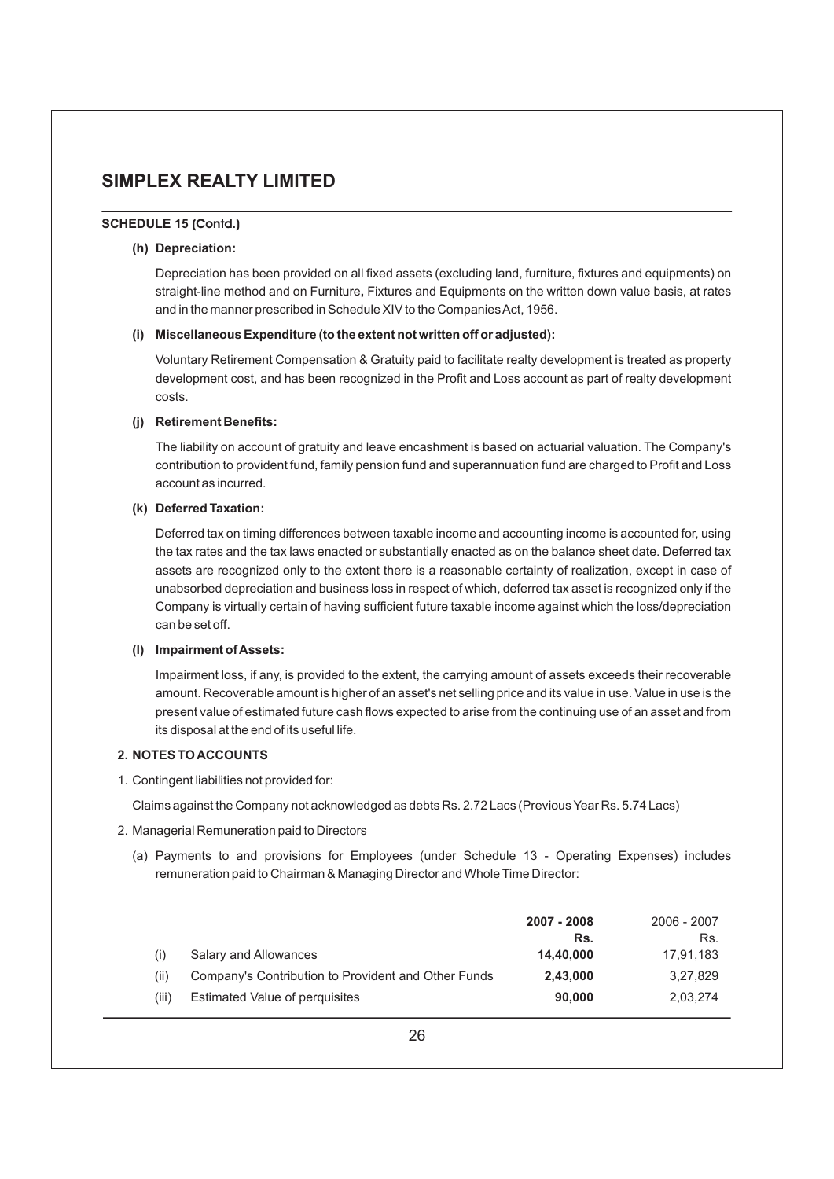## SIMPLEX REALTY LIMITED

**SCHEDULE 15 (Contd.)**

**(h) Depreciation:**

Depreciation has been provided on all fixed assets (excluding land, furniture, fixtures and equipments) on straight-line method and on Furniture**,** Fixtures and Equipments on the written down value basis, at rates and in the manner prescribed in Schedule XIV to the Companies Act, 1956.

**(i) Miscellaneous Expenditure (to the extent not written off or adjusted):**

Voluntary Retirement Compensation & Gratuity paid to facilitate realty development is treated as property development cost, and has been recognized in the Profit and Loss account as part of realty development costs.

**(j) Retirement Benefits:**

The liability on account of gratuity and leave encashment is based on actuarial valuation. The Company's contribution to provident fund, family pension fund and superannuation fund are charged to Profit and Loss account as incurred.

**(k) Deferred Taxation:**

Deferred tax on timing differences between taxable income and accounting income is accounted for, using the tax rates and the tax laws enacted or substantially enacted as on the balance sheet date. Deferred tax assets are recognized only to the extent there is a reasonable certainty of realization, except in case of unabsorbed depreciation and business loss in respect of which, deferred tax asset is recognized only if the Company is virtually certain of having sufficient future taxable income against which the loss/depreciation can be set off.

**(l) Impairment of Assets:**

Impairment loss, if any, is provided to the extent, the carrying amount of assets exceeds their recoverable amount. Recoverable amount is higher of an asset's net selling price and its value in use. Value in use is the present value of estimated future cash flows expected to arise from the continuing use of an asset and from its disposal at the end of its useful life.

**2. NOTES TO ACCOUNTS**

1. Contingent liabilities not provided for:

   Claims against the Company not acknowledged as debts Rs. 2.72 Lacs (Previous Year Rs. 5.74 Lacs)

2. Managerial Remuneration paid to Directors

   (a) Payments to and provisions for Employees (under Schedule 13 - Operating Expenses) includes remuneration paid to Chairman & Managing Director and Whole Time Director:

| | | **2007 - 2008** | 2006 - 2007 |
|---|---|---|---|
| | | **Rs.** | Rs. |
| (i) | Salary and Allowances | **14,40,000** | 17,91,183 |
| (ii) | Company's Contribution to Provident and Other Funds | **2,43,000** | 3,27,829 |
| (iii) | Estimated Value of perquisites | **90,000** | 2,03,274 |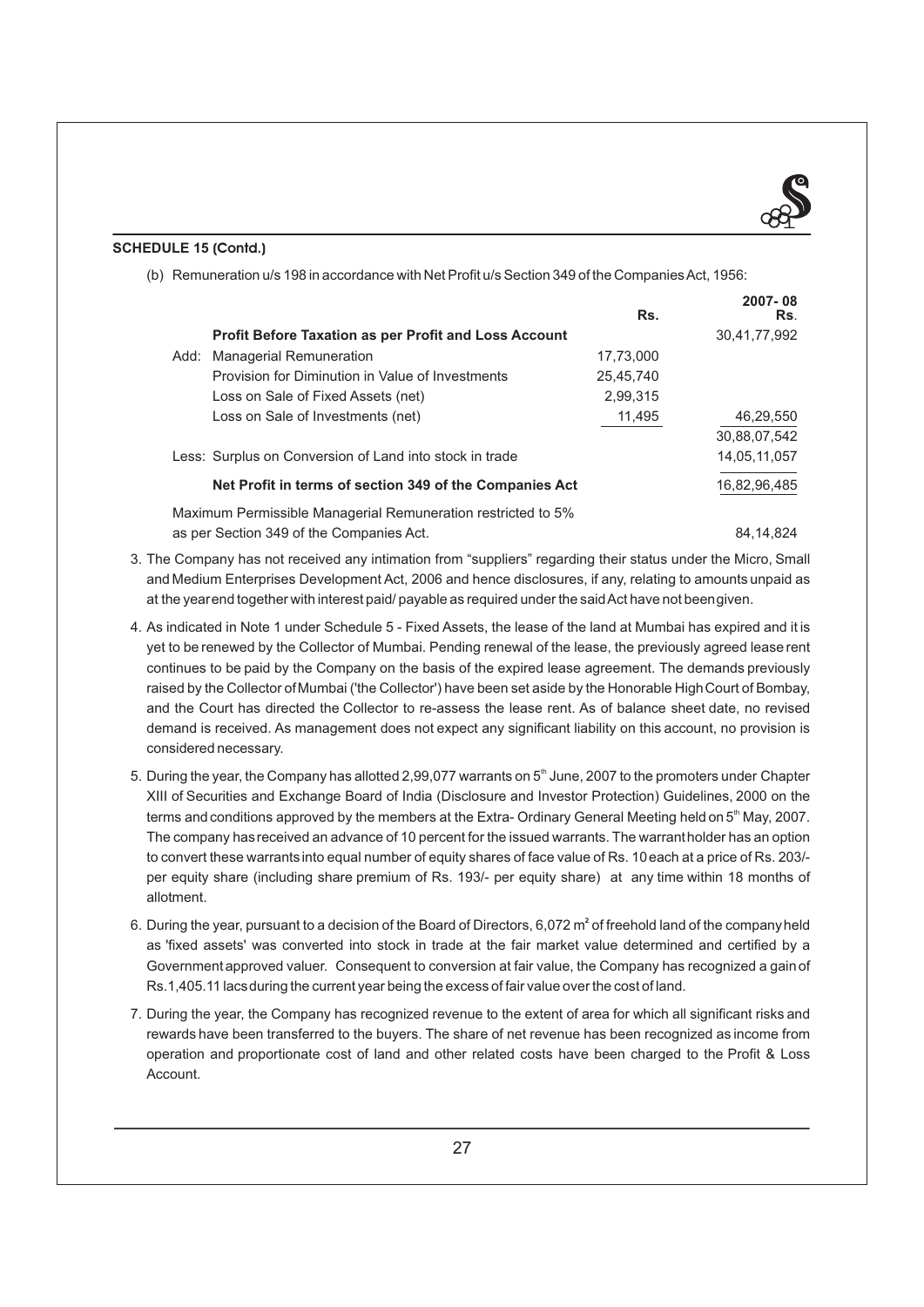**SCHEDULE 15 (Contd.)**

(b) Remuneration u/s 198 in accordance with Net Profit u/s Section 349 of the Companies Act, 1956:

| | Rs. | 2007-08 Rs. |
|---|---|---|
| **Profit Before Taxation as per Profit and Loss Account** | | 30,41,77,992 |
| Add: Managerial Remuneration | 17,73,000 | |
| Provision for Diminution in Value of Investments | 25,45,740 | |
| Loss on Sale of Fixed Assets (net) | 2,99,315 | |
| Loss on Sale of Investments (net) | 11,495 | 46,29,550 |
| | | 30,88,07,542 |
| Less: Surplus on Conversion of Land into stock in trade | | 14,05,11,057 |
| **Net Profit in terms of section 349 of the Companies Act** | | 16,82,96,485 |
| Maximum Permissible Managerial Remuneration restricted to 5% as per Section 349 of the Companies Act. | | 84,14,824 |

3. The Company has not received any intimation from "suppliers" regarding their status under the Micro, Small and Medium Enterprises Development Act, 2006 and hence disclosures, if any, relating to amounts unpaid as at the year end together with interest paid/ payable as required under the said Act have not been given.

4. As indicated in Note 1 under Schedule 5 - Fixed Assets, the lease of the land at Mumbai has expired and it is yet to be renewed by the Collector of Mumbai. Pending renewal of the lease, the previously agreed lease rent continues to be paid by the Company on the basis of the expired lease agreement. The demands previously raised by the Collector of Mumbai ('the Collector') have been set aside by the Honorable High Court of Bombay, and the Court has directed the Collector to re-assess the lease rent. As of balance sheet date, no revised demand is received. As management does not expect any significant liability on this account, no provision is considered necessary.

5. During the year, the Company has allotted 2,99,077 warrants on 5th June, 2007 to the promoters under Chapter XIII of Securities and Exchange Board of India (Disclosure and Investor Protection) Guidelines, 2000 on the terms and conditions approved by the members at the Extra- Ordinary General Meeting held on 5th May, 2007. The company has received an advance of 10 percent for the issued warrants. The warrant holder has an option to convert these warrants into equal number of equity shares of face value of Rs. 10 each at a price of Rs. 203/- per equity share (including share premium of Rs. 193/- per equity share) at any time within 18 months of allotment.

6. During the year, pursuant to a decision of the Board of Directors, 6,072 $m^2$ of freehold land of the company held as 'fixed assets' was converted into stock in trade at the fair market value determined and certified by a Government approved valuer. Consequent to conversion at fair value, the Company has recognized a gain of Rs.1,405.11 lacs during the current year being the excess of fair value over the cost of land.

7. During the year, the Company has recognized revenue to the extent of area for which all significant risks and rewards have been transferred to the buyers. The share of net revenue has been recognized as income from operation and proportionate cost of land and other related costs have been charged to the Profit & Loss Account.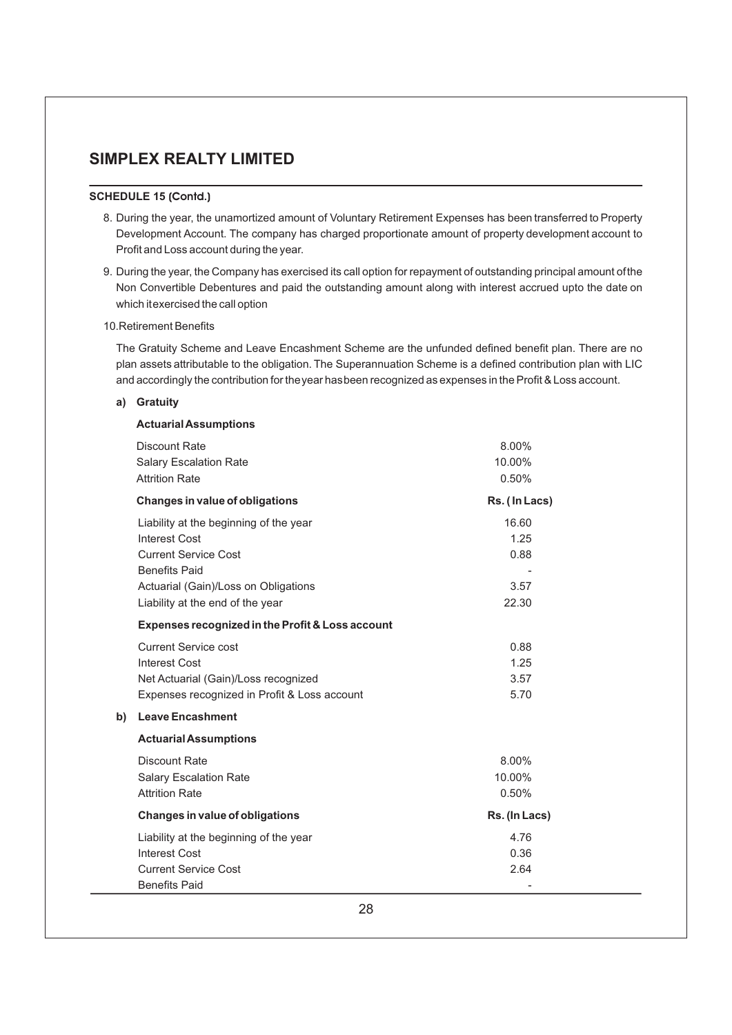## SIMPLEX REALTY LIMITED

**SCHEDULE 15 (Contd.)**

8. During the year, the unamortized amount of Voluntary Retirement Expenses has been transferred to Property Development Account. The company has charged proportionate amount of property development account to Profit and Loss account during the year.

9. During the year, the Company has exercised its call option for repayment of outstanding principal amount of the Non Convertible Debentures and paid the outstanding amount along with interest accrued upto the date on which it exercised the call option

10. Retirement Benefits

The Gratuity Scheme and Leave Encashment Scheme are the unfunded defined benefit plan. There are no plan assets attributable to the obligation. The Superannuation Scheme is a defined contribution plan with LIC and accordingly the contribution for the year has been recognized as expenses in the Profit & Loss account.

**a) Gratuity**

**Actuarial Assumptions**

| | |
|---|---|
| Discount Rate | 8.00% |
| Salary Escalation Rate | 10.00% |
| Attrition Rate | 0.50% |

| **Changes in value of obligations** | **Rs. ( In Lacs)** |
|---|---|
| Liability at the beginning of the year | 16.60 |
| Interest Cost | 1.25 |
| Current Service Cost | 0.88 |
| Benefits Paid | - |
| Actuarial (Gain)/Loss on Obligations | 3.57 |
| Liability at the end of the year | 22.30 |

**Expenses recognized in the Profit & Loss account**

| | |
|---|---|
| Current Service cost | 0.88 |
| Interest Cost | 1.25 |
| Net Actuarial (Gain)/Loss recognized | 3.57 |
| Expenses recognized in Profit & Loss account | 5.70 |

**b) Leave Encashment**

**Actuarial Assumptions**

| | |
|---|---|
| Discount Rate | 8.00% |
| Salary Escalation Rate | 10.00% |
| Attrition Rate | 0.50% |

| **Changes in value of obligations** | **Rs. (In Lacs)** |
|---|---|
| Liability at the beginning of the year | 4.76 |
| Interest Cost | 0.36 |
| Current Service Cost | 2.64 |
| Benefits Paid | - |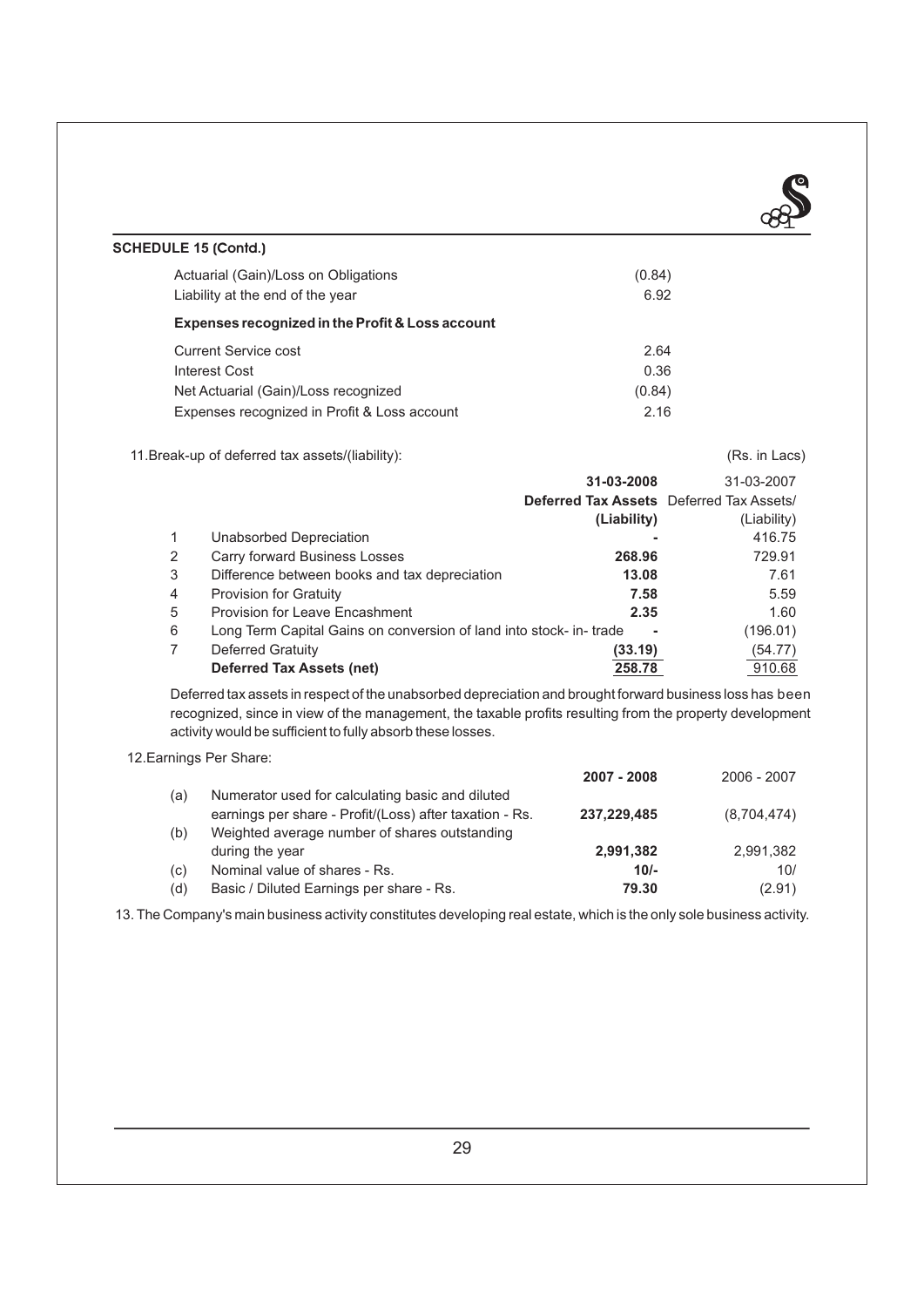**SCHEDULE 15 (Contd.)**

| | |
|---|---|
| Actuarial (Gain)/Loss on Obligations | (0.84) |
| Liability at the end of the year | 6.92 |
| **Expenses recognized in the Profit & Loss account** | |
| Current Service cost | 2.64 |
| Interest Cost | 0.36 |
| Net Actuarial (Gain)/Loss recognized | (0.84) |
| Expenses recognized in Profit & Loss account | 2.16 |

11.Break-up of deferred tax assets/(liability):

(Rs. in Lacs)

| | | **31-03-2008** **Deferred Tax Assets (Liability)** | 31-03-2007 Deferred Tax Assets/ (Liability) |
|---|---|---|---|
| 1 | Unabsorbed Depreciation | **-** | 416.75 |
| 2 | Carry forward Business Losses | **268.96** | 729.91 |
| 3 | Difference between books and tax depreciation | **13.08** | 7.61 |
| 4 | Provision for Gratuity | **7.58** | 5.59 |
| 5 | Provision for Leave Encashment | **2.35** | 1.60 |
| 6 | Long Term Capital Gains on conversion of land into stock- in- trade | **-** | (196.01) |
| 7 | Deferred Gratuity | **(33.19)** | (54.77) |
| | **Deferred Tax Assets (net)** | **258.78** | 910.68 |

Deferred tax assets in respect of the unabsorbed depreciation and brought forward business loss has been recognized, since in view of the management, the taxable profits resulting from the property development activity would be sufficient to fully absorb these losses.

12.Earnings Per Share:

| | | **2007 - 2008** | 2006 - 2007 |
|---|---|---|---|
| (a) | Numerator used for calculating basic and diluted earnings per share - Profit/(Loss) after taxation - Rs. | **237,229,485** | (8,704,474) |
| (b) | Weighted average number of shares outstanding during the year | **2,991,382** | 2,991,382 |
| (c) | Nominal value of shares - Rs. | **10/-** | 10/ |
| (d) | Basic / Diluted Earnings per share - Rs. | **79.30** | (2.91) |

13. The Company's main business activity constitutes developing real estate, which is the only sole business activity.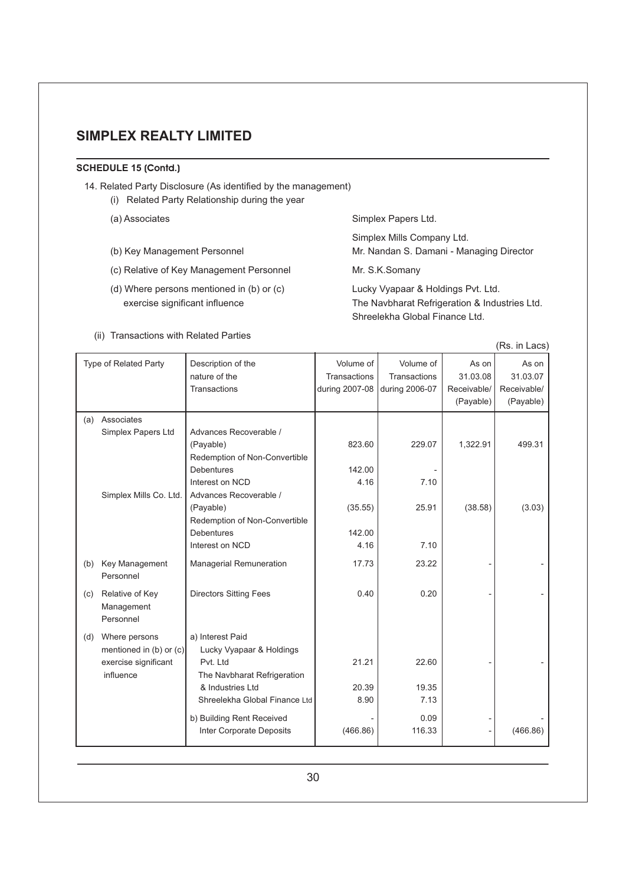# SIMPLEX REALTY LIMITED

## SCHEDULE 15 (Contd.)

14. Related Party Disclosure (As identified by the management)

(i) Related Party Relationship during the year

| | |
|---|---|
| (a) Associates | Simplex Papers Ltd. |
| | Simplex Mills Company Ltd. |
| (b) Key Management Personnel | Mr. Nandan S. Damani - Managing Director |
| (c) Relative of Key Management Personnel | Mr. S.K.Somany |
| (d) Where persons mentioned in (b) or (c) exercise significant influence | Lucky Vyapaar & Holdings Pvt. Ltd. |
| | The Navbharat Refrigeration & Industries Ltd. |
| | Shreelekha Global Finance Ltd. |

(ii) Transactions with Related Parties

(Rs. in Lacs)

| Type of Related Party | Description of the nature of the Transactions | Volume of Transactions during 2007-08 | Volume of Transactions during 2006-07 | As on 31.03.08 Receivable/ (Payable) | As on 31.03.07 Receivable/ (Payable) |
|---|---|---|---|---|---|
| (a) Associates | | | | | |
| Simplex Papers Ltd | Advances Recoverable / (Payable) | 823.60 | 229.07 | 1,322.91 | 499.31 |
| | Redemption of Non-Convertible Debentures | 142.00 | - | | |
| | Interest on NCD | 4.16 | 7.10 | | |
| Simplex Mills Co. Ltd. | Advances Recoverable / (Payable) | (35.55) | 25.91 | (38.58) | (3.03) |
| | Redemption of Non-Convertible Debentures | 142.00 | | | |
| | Interest on NCD | 4.16 | 7.10 | | |
| (b) Key Management Personnel | Managerial Remuneration | 17.73 | 23.22 | - | - |
| (c) Relative of Key Management Personnel | Directors Sitting Fees | 0.40 | 0.20 | - | - |
| (d) Where persons mentioned in (b) or (c) exercise significant influence | a) Interest Paid | | | | |
| | Lucky Vyapaar & Holdings Pvt. Ltd | 21.21 | 22.60 | - | - |
| | The Navbharat Refrigeration & Industries Ltd | 20.39 | 19.35 | | |
| | Shreelekha Global Finance Ltd | 8.90 | 7.13 | | |
| | b) Building Rent Received | - | 0.09 | - | - |
| | Inter Corporate Deposits | (466.86) | 116.33 | - | (466.86) |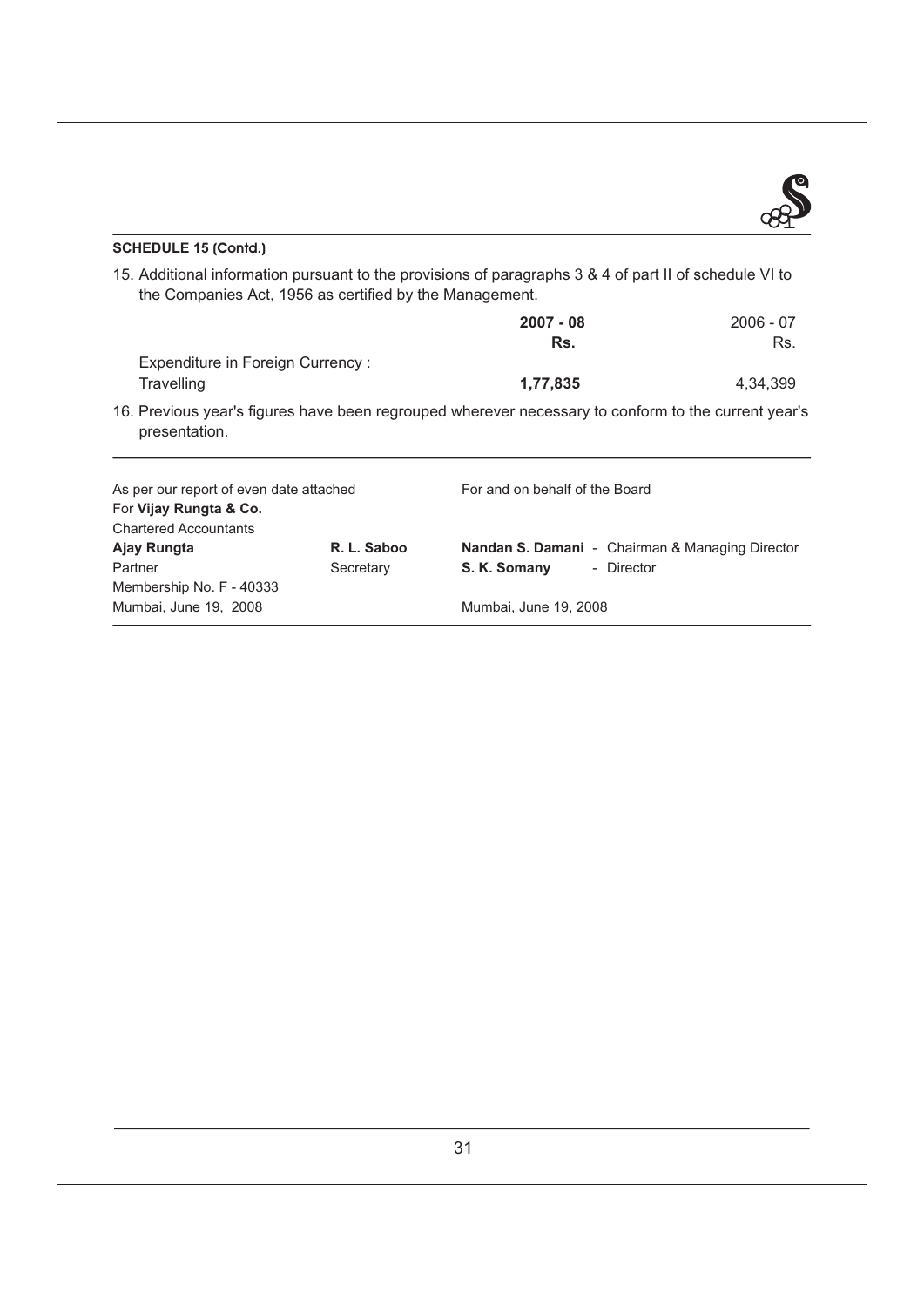**SCHEDULE 15 (Contd.)**

15. Additional information pursuant to the provisions of paragraphs 3 & 4 of part II of schedule VI to the Companies Act, 1956 as certified by the Management.

| | **2007 - 08** | 2006 - 07 |
|---|---|---|
| | **Rs.** | Rs. |
| Expenditure in Foreign Currency : | | |
| Travelling | **1,77,835** | 4,34,399 |

16. Previous year's figures have been regrouped wherever necessary to conform to the current year's presentation.

As per our report of even date attached
For **Vijay Rungta & Co.**
Chartered Accountants
**Ajay Rungta**
Partner
Membership No. F - 40333
Mumbai, June 19, 2008

**R. L. Saboo**
Secretary

For and on behalf of the Board
**Nandan S. Damani** - Chairman & Managing Director
**S. K. Somany** - Director

Mumbai, June 19, 2008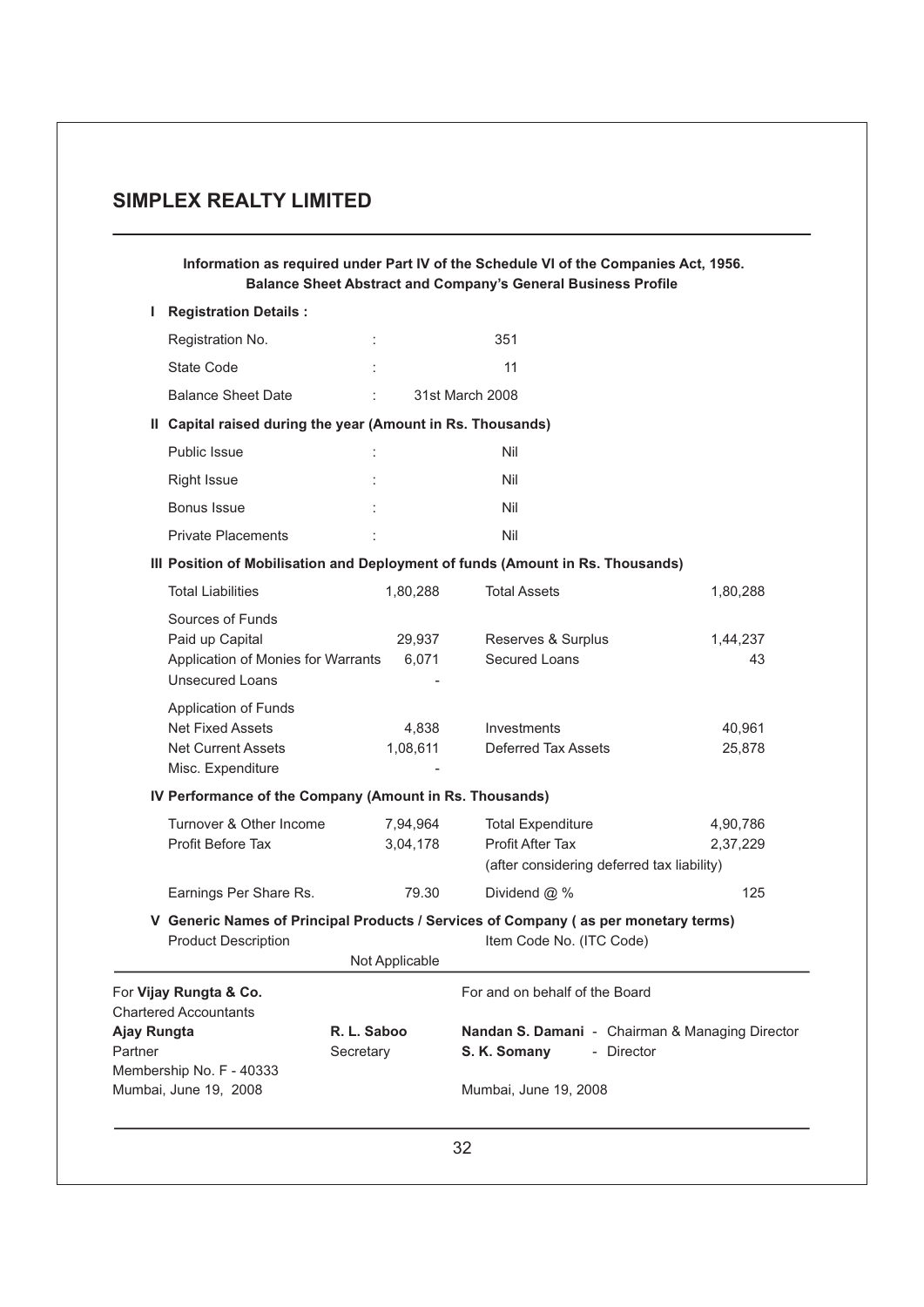## SIMPLEX REALTY LIMITED

**Information as required under Part IV of the Schedule VI of the Companies Act, 1956.**
**Balance Sheet Abstract and Company's General Business Profile**

**I Registration Details :**

| | | |
|---|---|---|
| Registration No. | : | 351 |
| State Code | : | 11 |
| Balance Sheet Date | : | 31st March 2008 |

**II Capital raised during the year (Amount in Rs. Thousands)**

| | | |
|---|---|---|
| Public Issue | : | Nil |
| Right Issue | : | Nil |
| Bonus Issue | : | Nil |
| Private Placements | : | Nil |

**III Position of Mobilisation and Deployment of funds (Amount in Rs. Thousands)**

| | | | |
|---|---|---|---|
| Total Liabilities | 1,80,288 | Total Assets | 1,80,288 |
| Sources of Funds | | | |
| Paid up Capital | 29,937 | Reserves & Surplus | 1,44,237 |
| Application of Monies for Warrants | 6,071 | Secured Loans | 43 |
| Unsecured Loans | - | | |
| Application of Funds | | | |
| Net Fixed Assets | 4,838 | Investments | 40,961 |
| Net Current Assets | 1,08,611 | Deferred Tax Assets | 25,878 |
| Misc. Expenditure | - | | |

**IV Performance of the Company (Amount in Rs. Thousands)**

| | | | |
|---|---|---|---|
| Turnover & Other Income | 7,94,964 | Total Expenditure | 4,90,786 |
| Profit Before Tax | 3,04,178 | Profit After Tax (after considering deferred tax liability) | 2,37,229 |
| Earnings Per Share Rs. | 79.30 | Dividend @ % | 125 |

**V Generic Names of Principal Products / Services of Company ( as per monetary terms)**

| Product Description | Item Code No. (ITC Code) |
|---|---|
| Not Applicable | |

For **Vijay Rungta & Co.**
Chartered Accountants
**Ajay Rungta**
Partner
Membership No. F - 40333
Mumbai, June 19, 2008

**R. L. Saboo**
Secretary

For and on behalf of the Board

**Nandan S. Damani** - Chairman & Managing Director
**S. K. Somany** - Director

Mumbai, June 19, 2008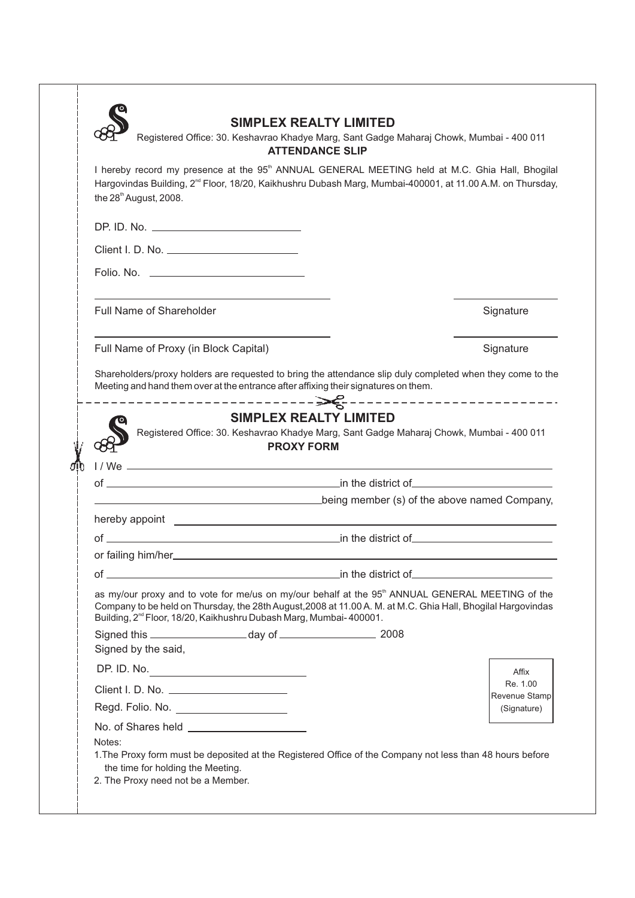## SIMPLEX REALTY LIMITED

Registered Office: 30. Keshavrao Khadye Marg, Sant Gadge Maharaj Chowk, Mumbai - 400 011

### ATTENDANCE SLIP

I hereby record my presence at the 95th ANNUAL GENERAL MEETING held at M.C. Ghia Hall, Bhogilal Hargovindas Building, 2nd Floor, 18/20, Kaikhushru Dubash Marg, Mumbai-400001, at 11.00 A.M. on Thursday, the 28th August, 2008.

DP. ID. No. ______________________

Client I. D. No. ______________________

Folio. No. ______________________

______________________ ______________________

Full Name of Shareholder Signature

______________________ ______________________

Full Name of Proxy (in Block Capital) Signature

Shareholders/proxy holders are requested to bring the attendance slip duly completed when they come to the Meeting and hand them over at the entrance after affixing their signatures on them.

---

## SIMPLEX REALTY LIMITED

Registered Office: 30. Keshavrao Khadye Marg, Sant Gadge Maharaj Chowk, Mumbai - 400 011

### PROXY FORM

I / We ______________________

of ______________________ in the district of ______________________

______________________ being member (s) of the above named Company,

hereby appoint ______________________

of ______________________ in the district of ______________________

or failing him/her ______________________

of ______________________ in the district of ______________________

as my/our proxy and to vote for me/us on my/our behalf at the 95th ANNUAL GENERAL MEETING of the Company to be held on Thursday, the 28th August, 2008 at 11.00 A. M. at M.C. Ghia Hall, Bhogilal Hargovindas Building, 2nd Floor, 18/20, Kaikhushru Dubash Marg, Mumbai- 400001.

Signed this ______________ day of ______________ 2008

Signed by the said,

DP. ID. No. ______________________

Client I. D. No. ______________________

Regd. Folio. No. ______________________

No. of Shares held ______________________

Affix Re. 1.00 Revenue Stamp (Signature)

Notes:

1. The Proxy form must be deposited at the Registered Office of the Company not less than 48 hours before the time for holding the Meeting.
2. The Proxy need not be a Member.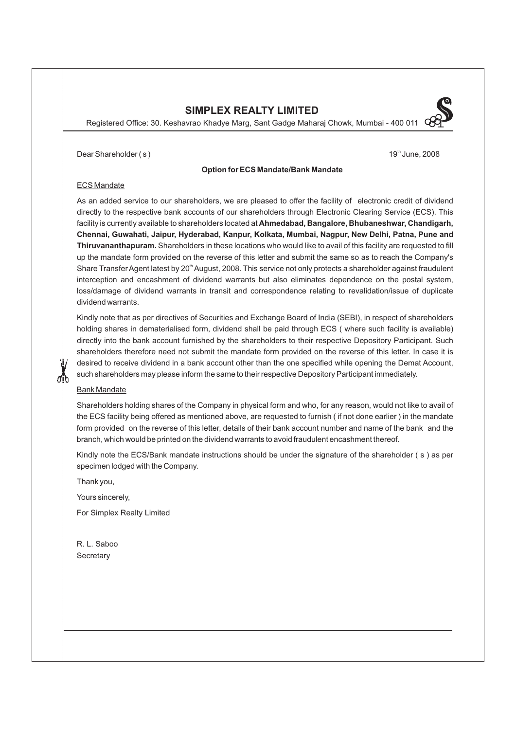# SIMPLEX REALTY LIMITED

Registered Office: 30. Keshavrao Khadye Marg, Sant Gadge Maharaj Chowk, Mumbai - 400 011

Dear Shareholder ( s )

19th June, 2008

**Option for ECS Mandate/Bank Mandate**

ECS Mandate

As an added service to our shareholders, we are pleased to offer the facility of electronic credit of dividend directly to the respective bank accounts of our shareholders through Electronic Clearing Service (ECS). This facility is currently available to shareholders located at **Ahmedabad, Bangalore, Bhubaneshwar, Chandigarh, Chennai, Guwahati, Jaipur, Hyderabad, Kanpur, Kolkata, Mumbai, Nagpur, New Delhi, Patna, Pune and Thiruvananthapuram.** Shareholders in these locations who would like to avail of this facility are requested to fill up the mandate form provided on the reverse of this letter and submit the same so as to reach the Company's Share Transfer Agent latest by 20th August, 2008. This service not only protects a shareholder against fraudulent interception and encashment of dividend warrants but also eliminates dependence on the postal system, loss/damage of dividend warrants in transit and correspondence relating to revalidation/issue of duplicate dividend warrants.

Kindly note that as per directives of Securities and Exchange Board of India (SEBI), in respect of shareholders holding shares in dematerialised form, dividend shall be paid through ECS ( where such facility is available) directly into the bank account furnished by the shareholders to their respective Depository Participant. Such shareholders therefore need not submit the mandate form provided on the reverse of this letter. In case it is desired to receive dividend in a bank account other than the one specified while opening the Demat Account, such shareholders may please inform the same to their respective Depository Participant immediately.

Bank Mandate

Shareholders holding shares of the Company in physical form and who, for any reason, would not like to avail of the ECS facility being offered as mentioned above, are requested to furnish ( if not done earlier ) in the mandate form provided on the reverse of this letter, details of their bank account number and name of the bank and the branch, which would be printed on the dividend warrants to avoid fraudulent encashment thereof.

Kindly note the ECS/Bank mandate instructions should be under the signature of the shareholder ( s ) as per specimen lodged with the Company.

Thank you,

Yours sincerely,

For Simplex Realty Limited

R. L. Saboo
Secretary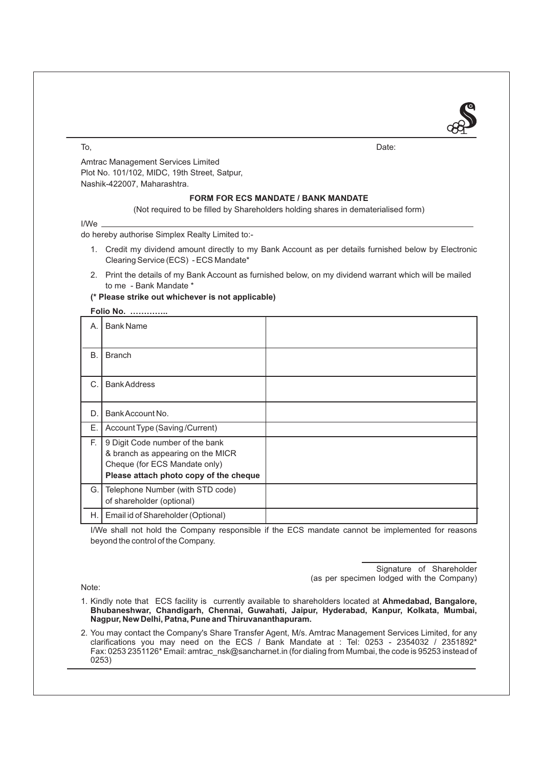To,

Date:

Amtrac Management Services Limited
Plot No. 101/102, MIDC, 19th Street, Satpur,
Nashik-422007, Maharashtra.

### FORM FOR ECS MANDATE / BANK MANDATE

(Not required to be filled by Shareholders holding shares in dematerialised form)

I/We ______________________________________________

do hereby authorise Simplex Realty Limited to:-

1. Credit my dividend amount directly to my Bank Account as per details furnished below by Electronic Clearing Service (ECS) - ECS Mandate*
2. Print the details of my Bank Account as furnished below, on my dividend warrant which will be mailed to me - Bank Mandate *

**(* Please strike out whichever is not applicable)**

**Folio No. …………..**

| | | |
|---|---|---|
| A. | Bank Name | |
| B. | Branch | |
| C. | Bank Address | |
| D. | Bank Account No. | |
| E. | Account Type (Saving /Current) | |
| F. | 9 Digit Code number of the bank & branch as appearing on the MICR Cheque (for ECS Mandate only) **Please attach photo copy of the cheque** | |
| G. | Telephone Number (with STD code) of shareholder (optional) | |
| H. | Email id of Shareholder (Optional) | |

I/We shall not hold the Company responsible if the ECS mandate cannot be implemented for reasons beyond the control of the Company.

Signature of Shareholder
(as per specimen lodged with the Company)

Note:

1. Kindly note that ECS facility is currently available to shareholders located at **Ahmedabad, Bangalore, Bhubaneshwar, Chandigarh, Chennai, Guwahati, Jaipur, Hyderabad, Kanpur, Kolkata, Mumbai, Nagpur, New Delhi, Patna, Pune and Thiruvananthapuram.**
2. You may contact the Company's Share Transfer Agent, M/s. Amtrac Management Services Limited, for any clarifications you may need on the ECS / Bank Mandate at : Tel: 0253 - 2354032 / 2351892* Fax: 0253 2351126* Email: amtrac_nsk@sancharnet.in (for dialing from Mumbai, the code is 95253 instead of 0253)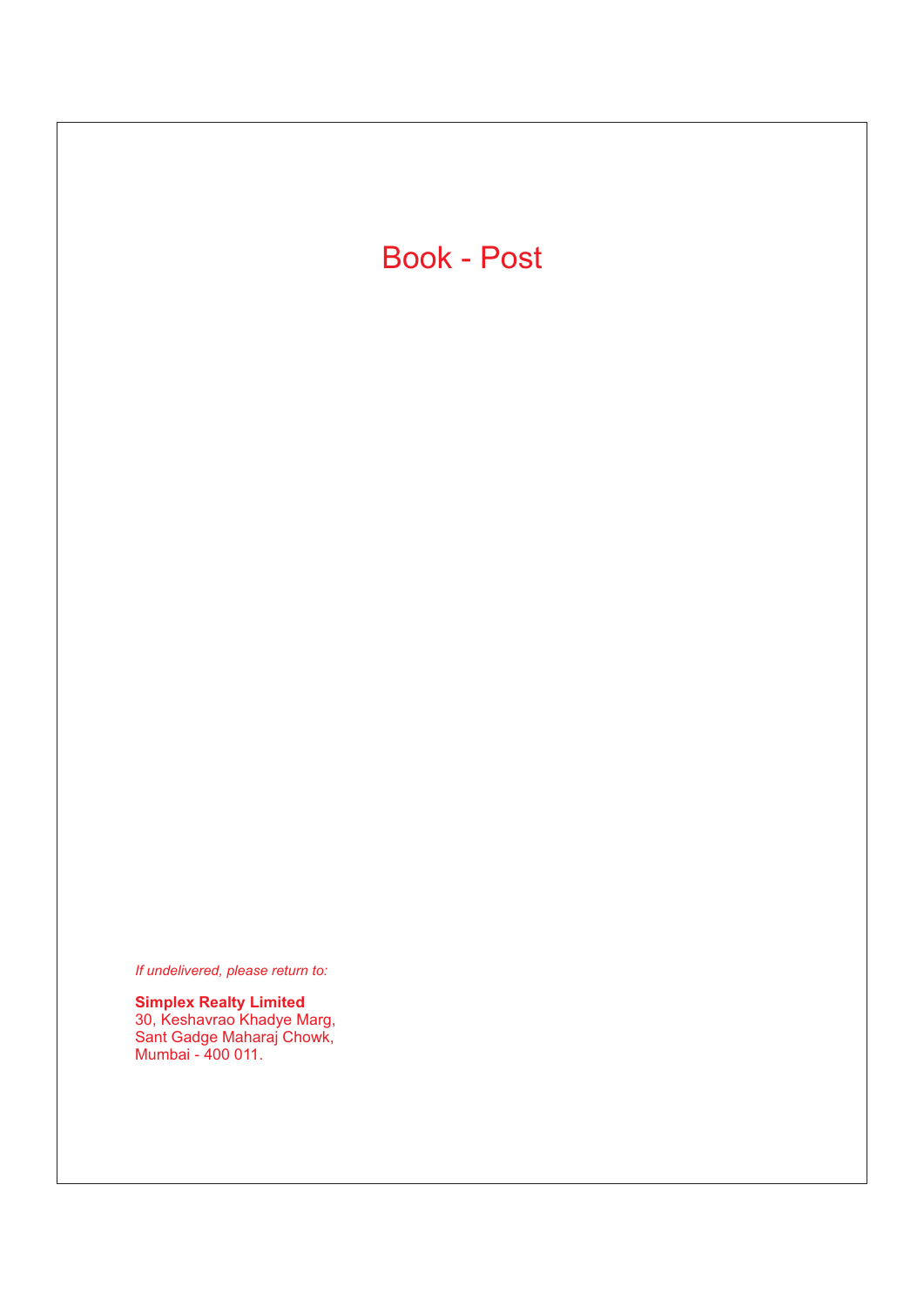# Book - Post

*If undelivered, please return to:*

**Simplex Realty Limited**
30, Keshavrao Khadye Marg,
Sant Gadge Maharaj Chowk,
Mumbai - 400 011.